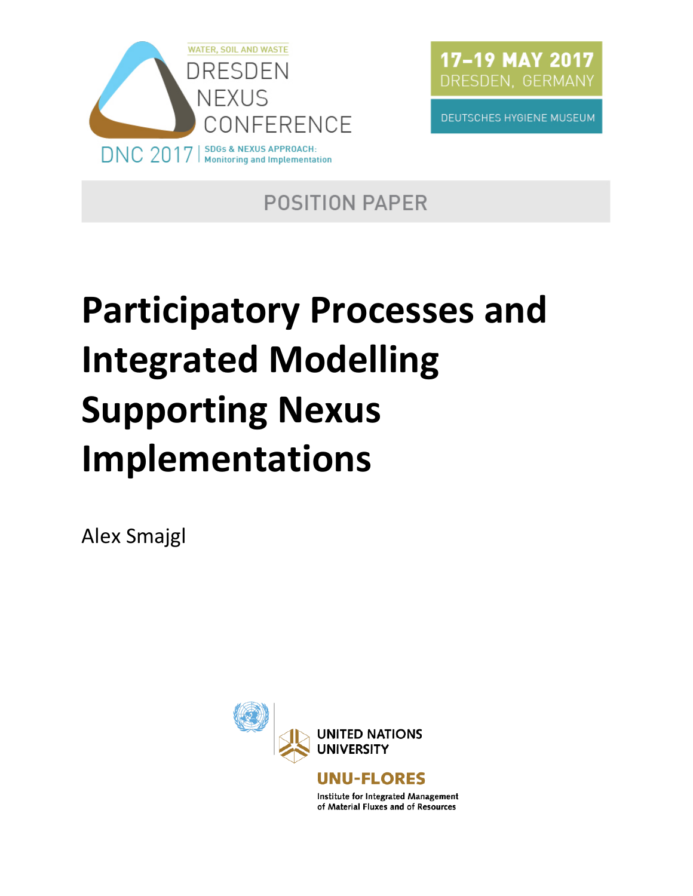WATER, SOIL AND WASTE

DRESDEN NEXUS CONFERENCE

DNC 2017 | SDGs & NEXUS APPROACH: Monitoring and Implementation

17–19 MAY 2017
DRESDEN, GERMANY

DEUTSCHES HYGIENE MUSEUM

POSITION PAPER

# Participatory Processes and Integrated Modelling Supporting Nexus Implementations

Alex Smajgl

UNITED NATIONS UNIVERSITY

UNU-FLORES

Institute for Integrated Management of Material Fluxes and of Resources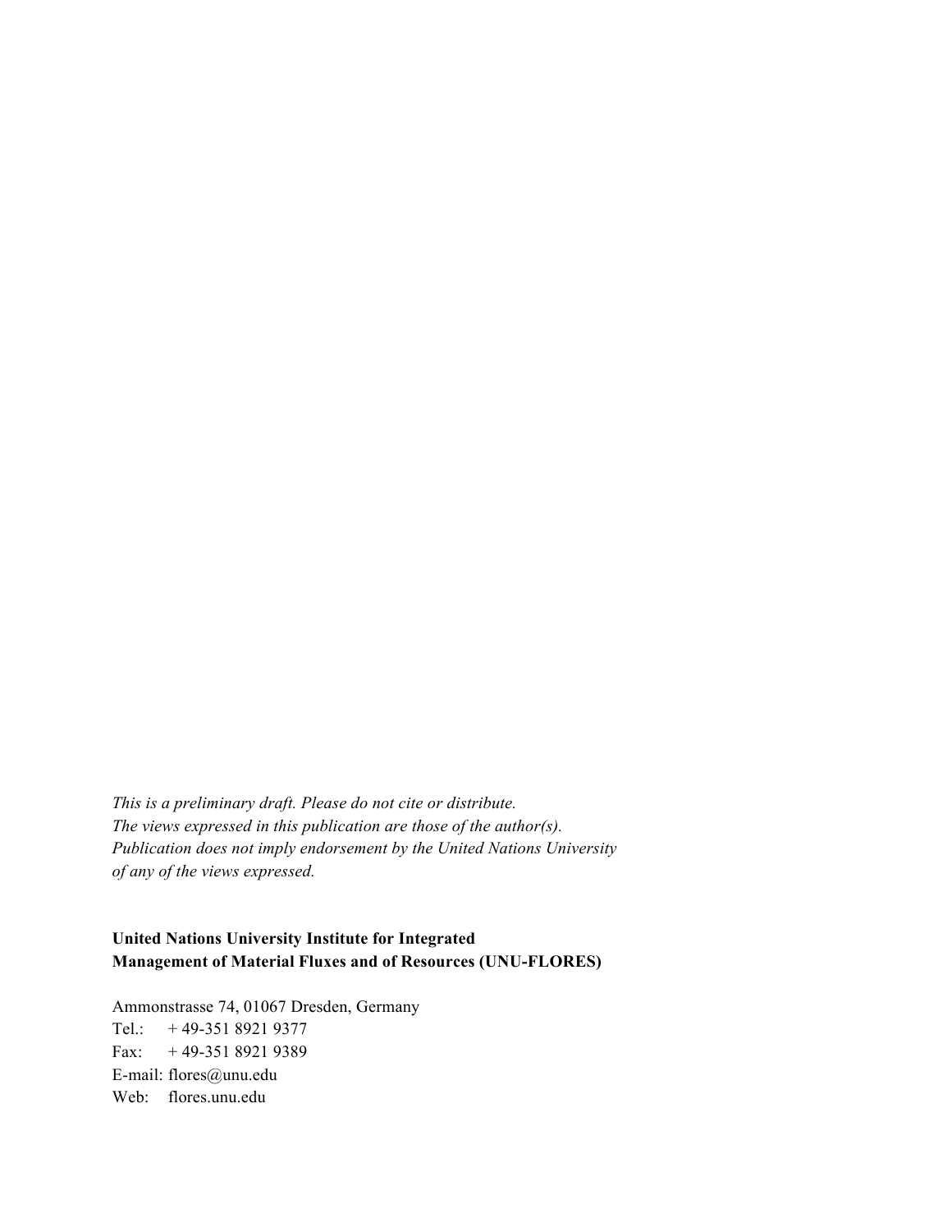*This is a preliminary draft. Please do not cite or distribute.*
*The views expressed in this publication are those of the author(s).*
*Publication does not imply endorsement by the United Nations University*
*of any of the views expressed.*

**United Nations University Institute for Integrated**
**Management of Material Fluxes and of Resources (UNU-FLORES)**

Ammonstrasse 74, 01067 Dresden, Germany
Tel.: + 49-351 8921 9377
Fax: + 49-351 8921 9389
E-mail: flores@unu.edu
Web: flores.unu.edu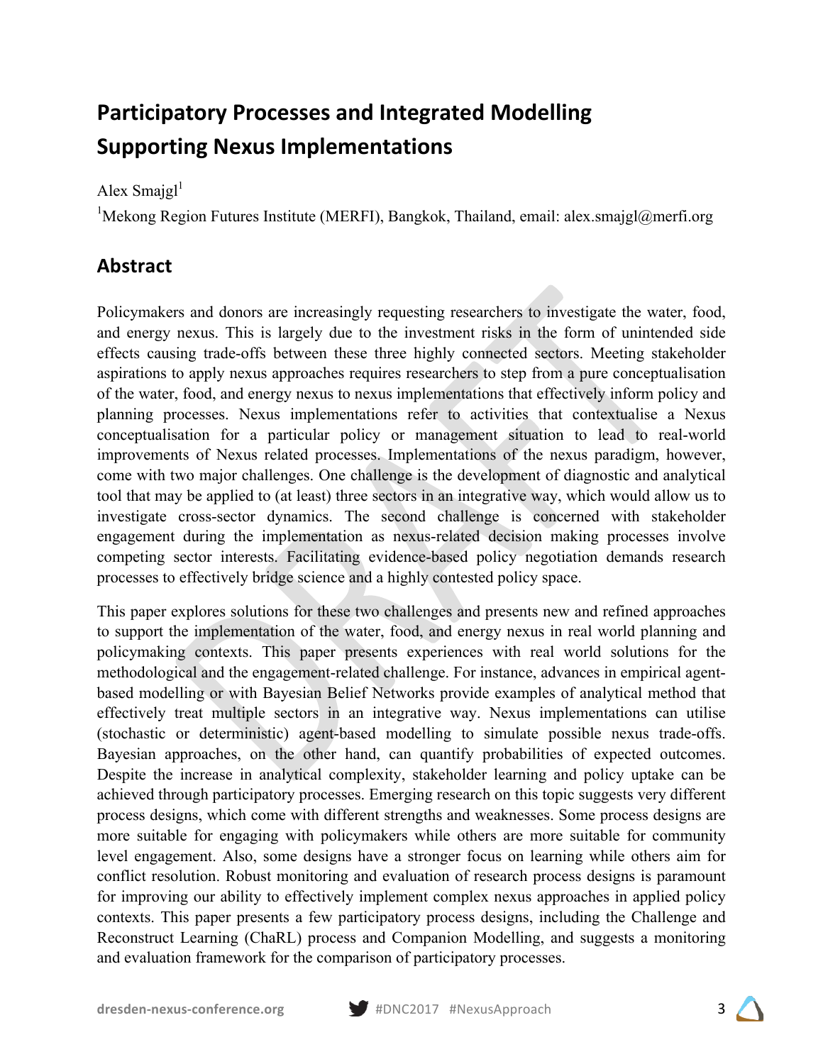# Participatory Processes and Integrated Modelling Supporting Nexus Implementations

Alex Smajgl[1]

[1]Mekong Region Futures Institute (MERFI), Bangkok, Thailand, email: alex.smajgl@merfi.org

## Abstract

Policymakers and donors are increasingly requesting researchers to investigate the water, food, and energy nexus. This is largely due to the investment risks in the form of unintended side effects causing trade-offs between these three highly connected sectors. Meeting stakeholder aspirations to apply nexus approaches requires researchers to step from a pure conceptualisation of the water, food, and energy nexus to nexus implementations that effectively inform policy and planning processes. Nexus implementations refer to activities that contextualise a Nexus conceptualisation for a particular policy or management situation to lead to real-world improvements of Nexus related processes. Implementations of the nexus paradigm, however, come with two major challenges. One challenge is the development of diagnostic and analytical tool that may be applied to (at least) three sectors in an integrative way, which would allow us to investigate cross-sector dynamics. The second challenge is concerned with stakeholder engagement during the implementation as nexus-related decision making processes involve competing sector interests. Facilitating evidence-based policy negotiation demands research processes to effectively bridge science and a highly contested policy space.

This paper explores solutions for these two challenges and presents new and refined approaches to support the implementation of the water, food, and energy nexus in real world planning and policymaking contexts. This paper presents experiences with real world solutions for the methodological and the engagement-related challenge. For instance, advances in empirical agent-based modelling or with Bayesian Belief Networks provide examples of analytical method that effectively treat multiple sectors in an integrative way. Nexus implementations can utilise (stochastic or deterministic) agent-based modelling to simulate possible nexus trade-offs. Bayesian approaches, on the other hand, can quantify probabilities of expected outcomes. Despite the increase in analytical complexity, stakeholder learning and policy uptake can be achieved through participatory processes. Emerging research on this topic suggests very different process designs, which come with different strengths and weaknesses. Some process designs are more suitable for engaging with policymakers while others are more suitable for community level engagement. Also, some designs have a stronger focus on learning while others aim for conflict resolution. Robust monitoring and evaluation of research process designs is paramount for improving our ability to effectively implement complex nexus approaches in applied policy contexts. This paper presents a few participatory process designs, including the Challenge and Reconstruct Learning (ChaRL) process and Companion Modelling, and suggests a monitoring and evaluation framework for the comparison of participatory processes.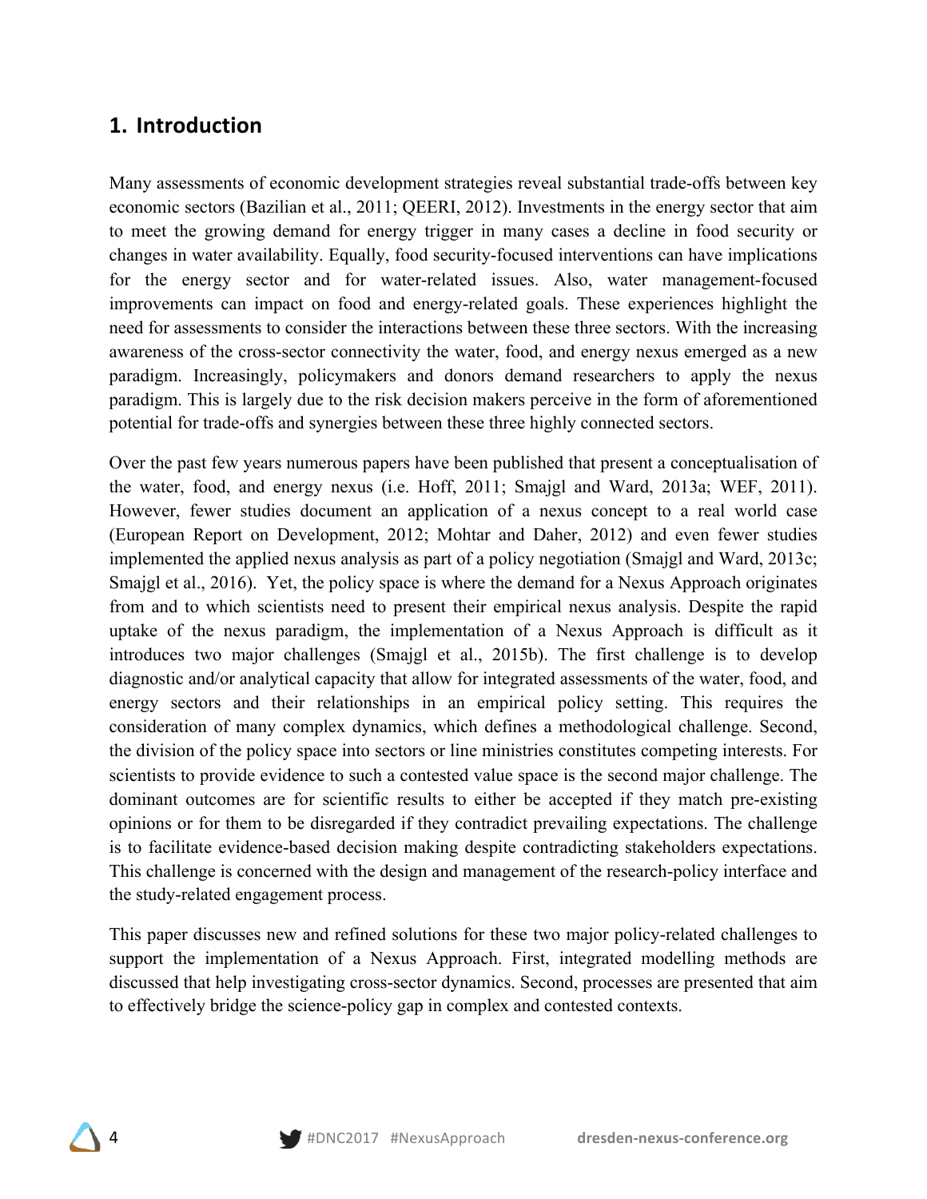## 1. Introduction

Many assessments of economic development strategies reveal substantial trade-offs between key economic sectors (Bazilian et al., 2011; QEERI, 2012). Investments in the energy sector that aim to meet the growing demand for energy trigger in many cases a decline in food security or changes in water availability. Equally, food security-focused interventions can have implications for the energy sector and for water-related issues. Also, water management-focused improvements can impact on food and energy-related goals. These experiences highlight the need for assessments to consider the interactions between these three sectors. With the increasing awareness of the cross-sector connectivity the water, food, and energy nexus emerged as a new paradigm. Increasingly, policymakers and donors demand researchers to apply the nexus paradigm. This is largely due to the risk decision makers perceive in the form of aforementioned potential for trade-offs and synergies between these three highly connected sectors.

Over the past few years numerous papers have been published that present a conceptualisation of the water, food, and energy nexus (i.e. Hoff, 2011; Smajgl and Ward, 2013a; WEF, 2011). However, fewer studies document an application of a nexus concept to a real world case (European Report on Development, 2012; Mohtar and Daher, 2012) and even fewer studies implemented the applied nexus analysis as part of a policy negotiation (Smajgl and Ward, 2013c; Smajgl et al., 2016). Yet, the policy space is where the demand for a Nexus Approach originates from and to which scientists need to present their empirical nexus analysis. Despite the rapid uptake of the nexus paradigm, the implementation of a Nexus Approach is difficult as it introduces two major challenges (Smajgl et al., 2015b). The first challenge is to develop diagnostic and/or analytical capacity that allow for integrated assessments of the water, food, and energy sectors and their relationships in an empirical policy setting. This requires the consideration of many complex dynamics, which defines a methodological challenge. Second, the division of the policy space into sectors or line ministries constitutes competing interests. For scientists to provide evidence to such a contested value space is the second major challenge. The dominant outcomes are for scientific results to either be accepted if they match pre-existing opinions or for them to be disregarded if they contradict prevailing expectations. The challenge is to facilitate evidence-based decision making despite contradicting stakeholders expectations. This challenge is concerned with the design and management of the research-policy interface and the study-related engagement process.

This paper discusses new and refined solutions for these two major policy-related challenges to support the implementation of a Nexus Approach. First, integrated modelling methods are discussed that help investigating cross-sector dynamics. Second, processes are presented that aim to effectively bridge the science-policy gap in complex and contested contexts.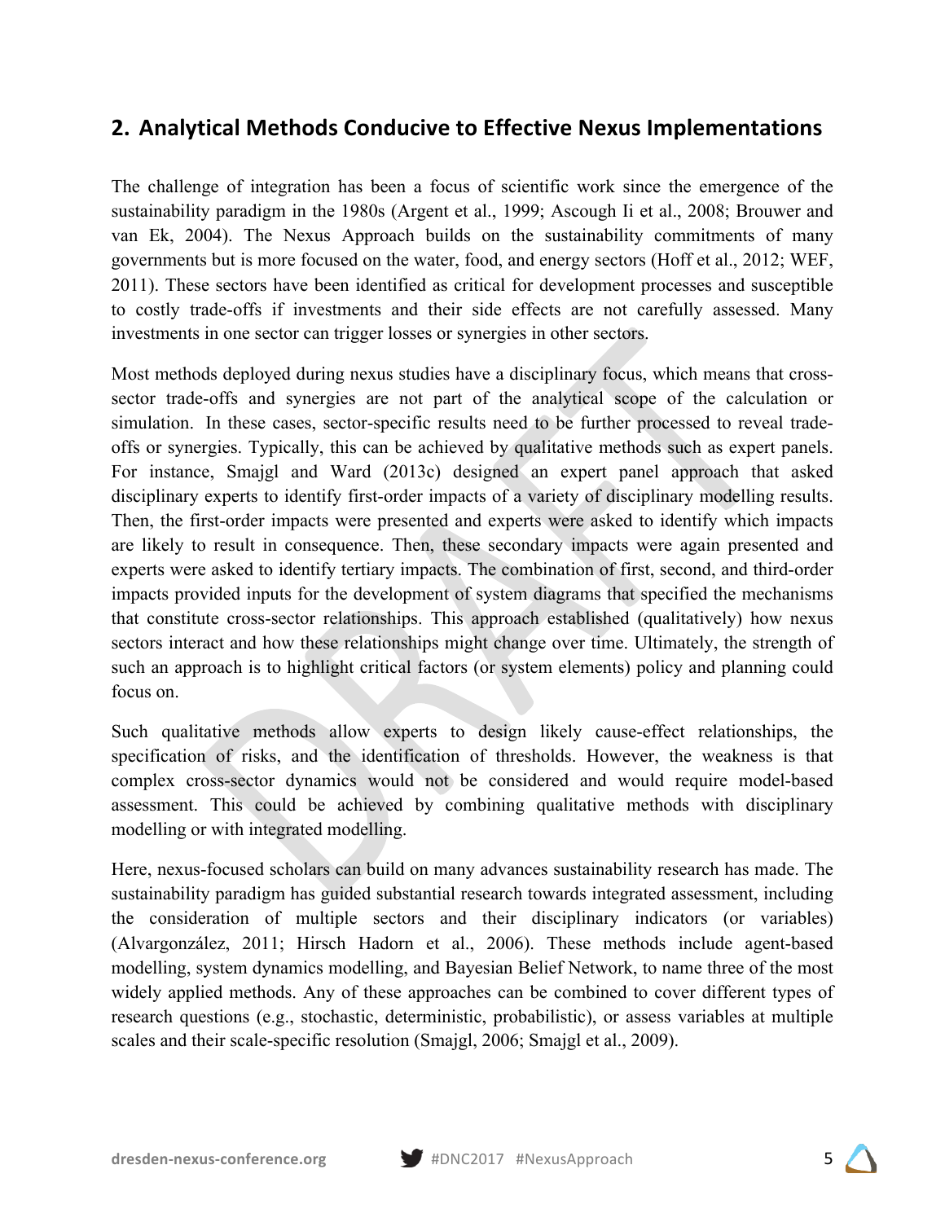## 2. Analytical Methods Conducive to Effective Nexus Implementations

The challenge of integration has been a focus of scientific work since the emergence of the sustainability paradigm in the 1980s (Argent et al., 1999; Ascough Ii et al., 2008; Brouwer and van Ek, 2004). The Nexus Approach builds on the sustainability commitments of many governments but is more focused on the water, food, and energy sectors (Hoff et al., 2012; WEF, 2011). These sectors have been identified as critical for development processes and susceptible to costly trade-offs if investments and their side effects are not carefully assessed. Many investments in one sector can trigger losses or synergies in other sectors.

Most methods deployed during nexus studies have a disciplinary focus, which means that cross-sector trade-offs and synergies are not part of the analytical scope of the calculation or simulation. In these cases, sector-specific results need to be further processed to reveal trade-offs or synergies. Typically, this can be achieved by qualitative methods such as expert panels. For instance, Smajgl and Ward (2013c) designed an expert panel approach that asked disciplinary experts to identify first-order impacts of a variety of disciplinary modelling results. Then, the first-order impacts were presented and experts were asked to identify which impacts are likely to result in consequence. Then, these secondary impacts were again presented and experts were asked to identify tertiary impacts. The combination of first, second, and third-order impacts provided inputs for the development of system diagrams that specified the mechanisms that constitute cross-sector relationships. This approach established (qualitatively) how nexus sectors interact and how these relationships might change over time. Ultimately, the strength of such an approach is to highlight critical factors (or system elements) policy and planning could focus on.

Such qualitative methods allow experts to design likely cause-effect relationships, the specification of risks, and the identification of thresholds. However, the weakness is that complex cross-sector dynamics would not be considered and would require model-based assessment. This could be achieved by combining qualitative methods with disciplinary modelling or with integrated modelling.

Here, nexus-focused scholars can build on many advances sustainability research has made. The sustainability paradigm has guided substantial research towards integrated assessment, including the consideration of multiple sectors and their disciplinary indicators (or variables) (Alvargonzález, 2011; Hirsch Hadorn et al., 2006). These methods include agent-based modelling, system dynamics modelling, and Bayesian Belief Network, to name three of the most widely applied methods. Any of these approaches can be combined to cover different types of research questions (e.g., stochastic, deterministic, probabilistic), or assess variables at multiple scales and their scale-specific resolution (Smajgl, 2006; Smajgl et al., 2009).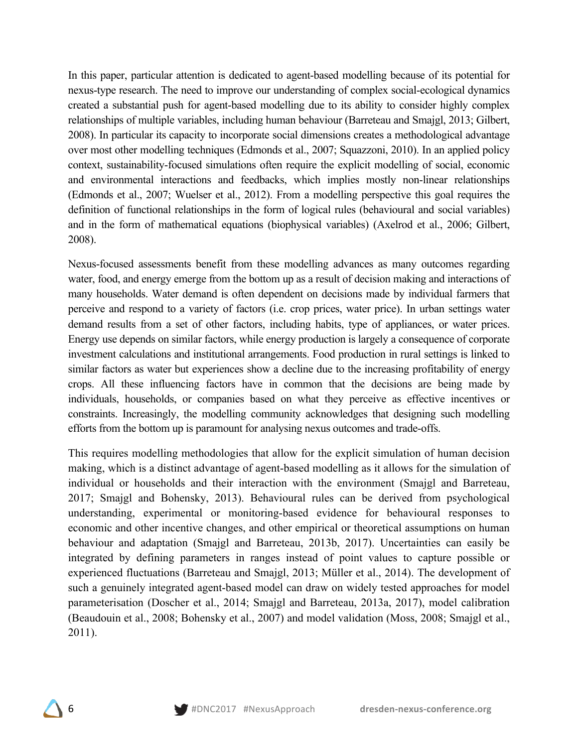In this paper, particular attention is dedicated to agent-based modelling because of its potential for nexus-type research. The need to improve our understanding of complex social-ecological dynamics created a substantial push for agent-based modelling due to its ability to consider highly complex relationships of multiple variables, including human behaviour (Barreteau and Smajgl, 2013; Gilbert, 2008). In particular its capacity to incorporate social dimensions creates a methodological advantage over most other modelling techniques (Edmonds et al., 2007; Squazzoni, 2010). In an applied policy context, sustainability-focused simulations often require the explicit modelling of social, economic and environmental interactions and feedbacks, which implies mostly non-linear relationships (Edmonds et al., 2007; Wuelser et al., 2012). From a modelling perspective this goal requires the definition of functional relationships in the form of logical rules (behavioural and social variables) and in the form of mathematical equations (biophysical variables) (Axelrod et al., 2006; Gilbert, 2008).

Nexus-focused assessments benefit from these modelling advances as many outcomes regarding water, food, and energy emerge from the bottom up as a result of decision making and interactions of many households. Water demand is often dependent on decisions made by individual farmers that perceive and respond to a variety of factors (i.e. crop prices, water price). In urban settings water demand results from a set of other factors, including habits, type of appliances, or water prices. Energy use depends on similar factors, while energy production is largely a consequence of corporate investment calculations and institutional arrangements. Food production in rural settings is linked to similar factors as water but experiences show a decline due to the increasing profitability of energy crops. All these influencing factors have in common that the decisions are being made by individuals, households, or companies based on what they perceive as effective incentives or constraints. Increasingly, the modelling community acknowledges that designing such modelling efforts from the bottom up is paramount for analysing nexus outcomes and trade-offs.

This requires modelling methodologies that allow for the explicit simulation of human decision making, which is a distinct advantage of agent-based modelling as it allows for the simulation of individual or households and their interaction with the environment (Smajgl and Barreteau, 2017; Smajgl and Bohensky, 2013). Behavioural rules can be derived from psychological understanding, experimental or monitoring-based evidence for behavioural responses to economic and other incentive changes, and other empirical or theoretical assumptions on human behaviour and adaptation (Smajgl and Barreteau, 2013b, 2017). Uncertainties can easily be integrated by defining parameters in ranges instead of point values to capture possible or experienced fluctuations (Barreteau and Smajgl, 2013; Müller et al., 2014). The development of such a genuinely integrated agent-based model can draw on widely tested approaches for model parameterisation (Doscher et al., 2014; Smajgl and Barreteau, 2013a, 2017), model calibration (Beaudouin et al., 2008; Bohensky et al., 2007) and model validation (Moss, 2008; Smajgl et al., 2011).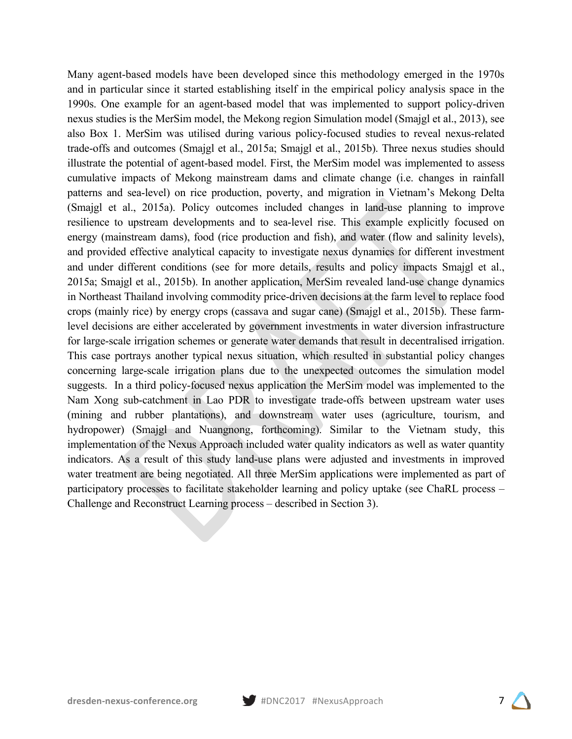Many agent-based models have been developed since this methodology emerged in the 1970s and in particular since it started establishing itself in the empirical policy analysis space in the 1990s. One example for an agent-based model that was implemented to support policy-driven nexus studies is the MerSim model, the Mekong region Simulation model (Smajgl et al., 2013), see also Box 1. MerSim was utilised during various policy-focused studies to reveal nexus-related trade-offs and outcomes (Smajgl et al., 2015a; Smajgl et al., 2015b). Three nexus studies should illustrate the potential of agent-based model. First, the MerSim model was implemented to assess cumulative impacts of Mekong mainstream dams and climate change (i.e. changes in rainfall patterns and sea-level) on rice production, poverty, and migration in Vietnam's Mekong Delta (Smajgl et al., 2015a). Policy outcomes included changes in land-use planning to improve resilience to upstream developments and to sea-level rise. This example explicitly focused on energy (mainstream dams), food (rice production and fish), and water (flow and salinity levels), and provided effective analytical capacity to investigate nexus dynamics for different investment and under different conditions (see for more details, results and policy impacts Smajgl et al., 2015a; Smajgl et al., 2015b). In another application, MerSim revealed land-use change dynamics in Northeast Thailand involving commodity price-driven decisions at the farm level to replace food crops (mainly rice) by energy crops (cassava and sugar cane) (Smajgl et al., 2015b). These farm-level decisions are either accelerated by government investments in water diversion infrastructure for large-scale irrigation schemes or generate water demands that result in decentralised irrigation. This case portrays another typical nexus situation, which resulted in substantial policy changes concerning large-scale irrigation plans due to the unexpected outcomes the simulation model suggests. In a third policy-focused nexus application the MerSim model was implemented to the Nam Xong sub-catchment in Lao PDR to investigate trade-offs between upstream water uses (mining and rubber plantations), and downstream water uses (agriculture, tourism, and hydropower) (Smajgl and Nuangnong, forthcoming). Similar to the Vietnam study, this implementation of the Nexus Approach included water quality indicators as well as water quantity indicators. As a result of this study land-use plans were adjusted and investments in improved water treatment are being negotiated. All three MerSim applications were implemented as part of participatory processes to facilitate stakeholder learning and policy uptake (see ChaRL process – Challenge and Reconstruct Learning process – described in Section 3).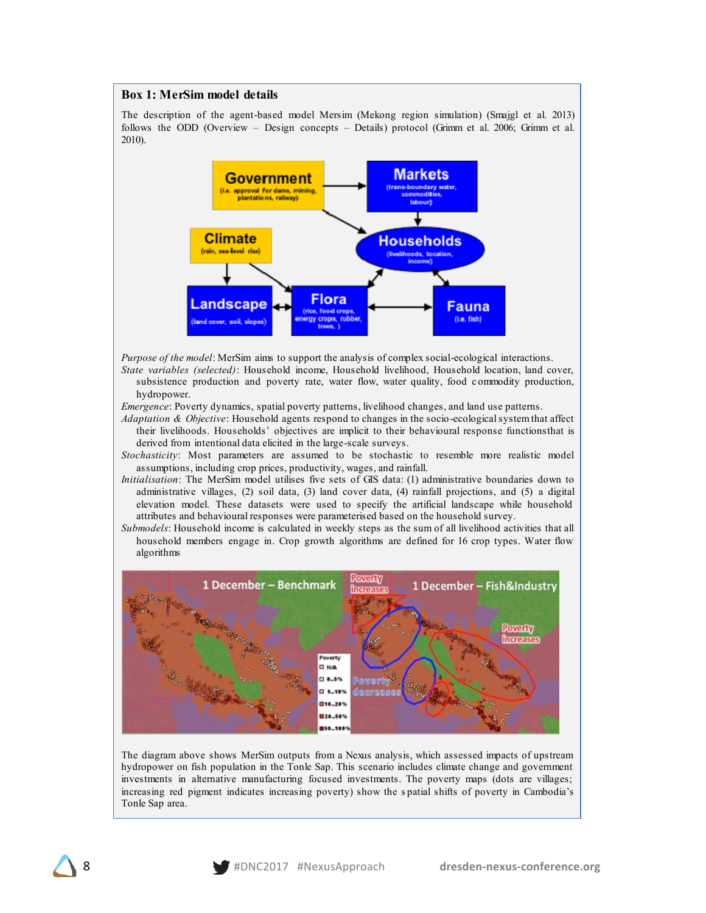### Box 1: MerSim model details

The description of the agent-based model Mersim (Mekong region simulation) (Smajgl et al. 2013) follows the ODD (Overview – Design concepts – Details) protocol (Grimm et al. 2006; Grimm et al. 2010).

*Purpose of the model*: MerSim aims to support the analysis of complex social-ecological interactions.

*State variables (selected)*: Household income, Household livelihood, Household location, land cover, subsistence production and poverty rate, water flow, water quality, food commodity production, hydropower.

*Emergence*: Poverty dynamics, spatial poverty patterns, livelihood changes, and land use patterns.

*Adaptation & Objective*: Household agents respond to changes in the socio-ecological system that affect their livelihoods. Households' objectives are implicit to their behavioural response functionsthat is derived from intentional data elicited in the large-scale surveys.

*Stochasticity*: Most parameters are assumed to be stochastic to resemble more realistic model assumptions, including crop prices, productivity, wages, and rainfall.

*Initialisation*: The MerSim model utilises five sets of GIS data: (1) administrative boundaries down to administrative villages, (2) soil data, (3) land cover data, (4) rainfall projections, and (5) a digital elevation model. These datasets were used to specify the artificial landscape while household attributes and behavioural responses were parameterised based on the household survey.

*Submodels*: Household income is calculated in weekly steps as the sum of all livelihood activities that all household members engage in. Crop growth algorithms are defined for 16 crop types. Water flow algorithms

The diagram above shows MerSim outputs from a Nexus analysis, which assessed impacts of upstream hydropower on fish population in the Tonle Sap. This scenario includes climate change and government investments in alternative manufacturing focused investments. The poverty maps (dots are villages; increasing red pigment indicates increasing poverty) show the spatial shifts of poverty in Cambodia's Tonle Sap area.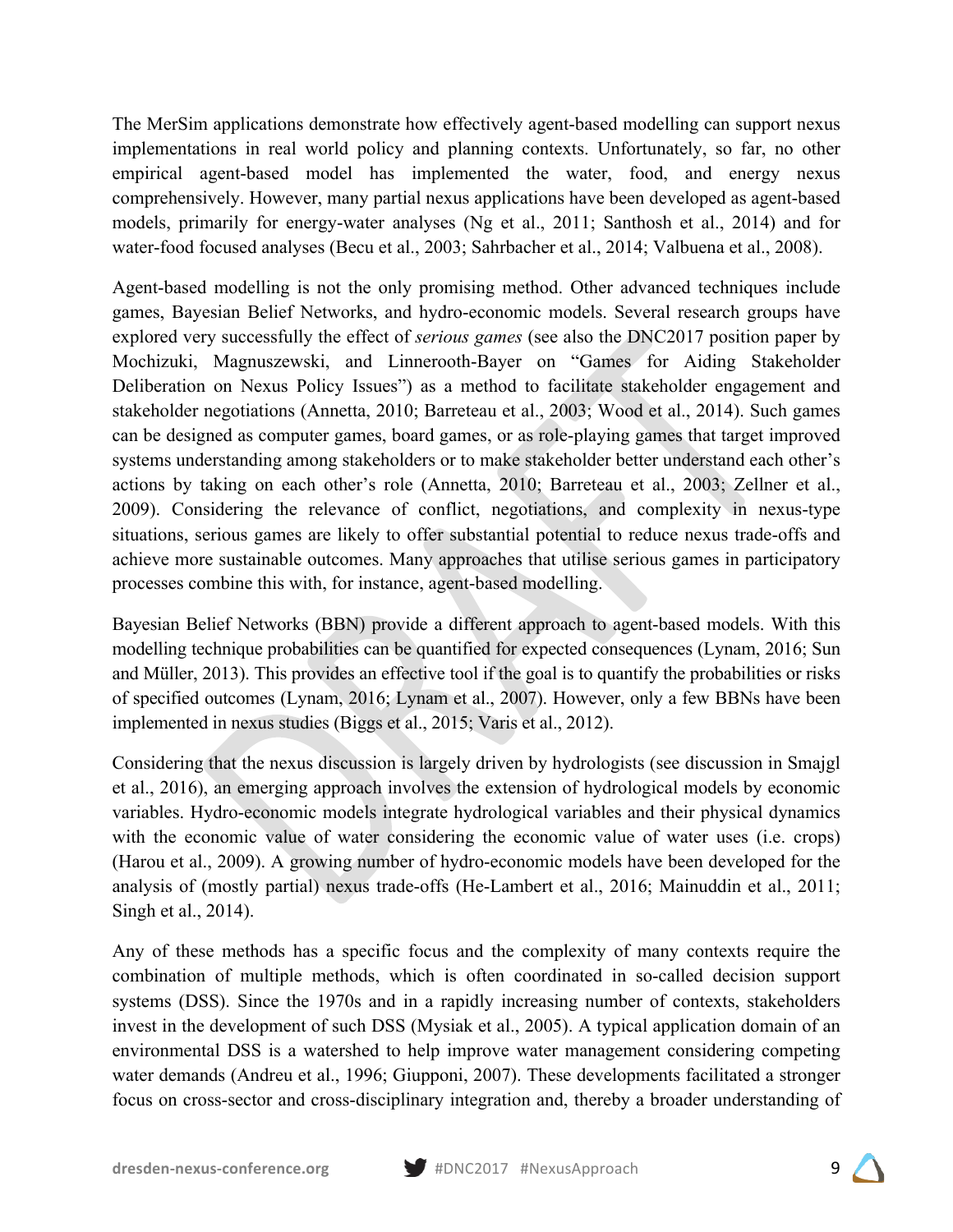The MerSim applications demonstrate how effectively agent-based modelling can support nexus implementations in real world policy and planning contexts. Unfortunately, so far, no other empirical agent-based model has implemented the water, food, and energy nexus comprehensively. However, many partial nexus applications have been developed as agent-based models, primarily for energy-water analyses (Ng et al., 2011; Santhosh et al., 2014) and for water-food focused analyses (Becu et al., 2003; Sahrbacher et al., 2014; Valbuena et al., 2008).

Agent-based modelling is not the only promising method. Other advanced techniques include games, Bayesian Belief Networks, and hydro-economic models. Several research groups have explored very successfully the effect of *serious games* (see also the DNC2017 position paper by Mochizuki, Magnuszewski, and Linnerooth-Bayer on "Games for Aiding Stakeholder Deliberation on Nexus Policy Issues") as a method to facilitate stakeholder engagement and stakeholder negotiations (Annetta, 2010; Barreteau et al., 2003; Wood et al., 2014). Such games can be designed as computer games, board games, or as role-playing games that target improved systems understanding among stakeholders or to make stakeholder better understand each other's actions by taking on each other's role (Annetta, 2010; Barreteau et al., 2003; Zellner et al., 2009). Considering the relevance of conflict, negotiations, and complexity in nexus-type situations, serious games are likely to offer substantial potential to reduce nexus trade-offs and achieve more sustainable outcomes. Many approaches that utilise serious games in participatory processes combine this with, for instance, agent-based modelling.

Bayesian Belief Networks (BBN) provide a different approach to agent-based models. With this modelling technique probabilities can be quantified for expected consequences (Lynam, 2016; Sun and Müller, 2013). This provides an effective tool if the goal is to quantify the probabilities or risks of specified outcomes (Lynam, 2016; Lynam et al., 2007). However, only a few BBNs have been implemented in nexus studies (Biggs et al., 2015; Varis et al., 2012).

Considering that the nexus discussion is largely driven by hydrologists (see discussion in Smajgl et al., 2016), an emerging approach involves the extension of hydrological models by economic variables. Hydro-economic models integrate hydrological variables and their physical dynamics with the economic value of water considering the economic value of water uses (i.e. crops) (Harou et al., 2009). A growing number of hydro-economic models have been developed for the analysis of (mostly partial) nexus trade-offs (He-Lambert et al., 2016; Mainuddin et al., 2011; Singh et al., 2014).

Any of these methods has a specific focus and the complexity of many contexts require the combination of multiple methods, which is often coordinated in so-called decision support systems (DSS). Since the 1970s and in a rapidly increasing number of contexts, stakeholders invest in the development of such DSS (Mysiak et al., 2005). A typical application domain of an environmental DSS is a watershed to help improve water management considering competing water demands (Andreu et al., 1996; Giupponi, 2007). These developments facilitated a stronger focus on cross-sector and cross-disciplinary integration and, thereby a broader understanding of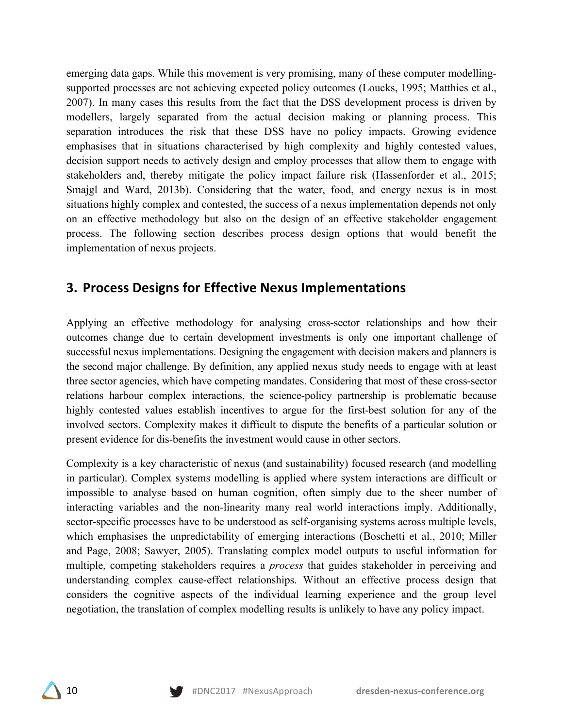emerging data gaps. While this movement is very promising, many of these computer modelling-supported processes are not achieving expected policy outcomes (Loucks, 1995; Matthies et al., 2007). In many cases this results from the fact that the DSS development process is driven by modellers, largely separated from the actual decision making or planning process. This separation introduces the risk that these DSS have no policy impacts. Growing evidence emphasises that in situations characterised by high complexity and highly contested values, decision support needs to actively design and employ processes that allow them to engage with stakeholders and, thereby mitigate the policy impact failure risk (Hassenforder et al., 2015; Smajgl and Ward, 2013b). Considering that the water, food, and energy nexus is in most situations highly complex and contested, the success of a nexus implementation depends not only on an effective methodology but also on the design of an effective stakeholder engagement process. The following section describes process design options that would benefit the implementation of nexus projects.

## 3. Process Designs for Effective Nexus Implementations

Applying an effective methodology for analysing cross-sector relationships and how their outcomes change due to certain development investments is only one important challenge of successful nexus implementations. Designing the engagement with decision makers and planners is the second major challenge. By definition, any applied nexus study needs to engage with at least three sector agencies, which have competing mandates. Considering that most of these cross-sector relations harbour complex interactions, the science-policy partnership is problematic because highly contested values establish incentives to argue for the first-best solution for any of the involved sectors. Complexity makes it difficult to dispute the benefits of a particular solution or present evidence for dis-benefits the investment would cause in other sectors.

Complexity is a key characteristic of nexus (and sustainability) focused research (and modelling in particular). Complex systems modelling is applied where system interactions are difficult or impossible to analyse based on human cognition, often simply due to the sheer number of interacting variables and the non-linearity many real world interactions imply. Additionally, sector-specific processes have to be understood as self-organising systems across multiple levels, which emphasises the unpredictability of emerging interactions (Boschetti et al., 2010; Miller and Page, 2008; Sawyer, 2005). Translating complex model outputs to useful information for multiple, competing stakeholders requires a *process* that guides stakeholder in perceiving and understanding complex cause-effect relationships. Without an effective process design that considers the cognitive aspects of the individual learning experience and the group level negotiation, the translation of complex modelling results is unlikely to have any policy impact.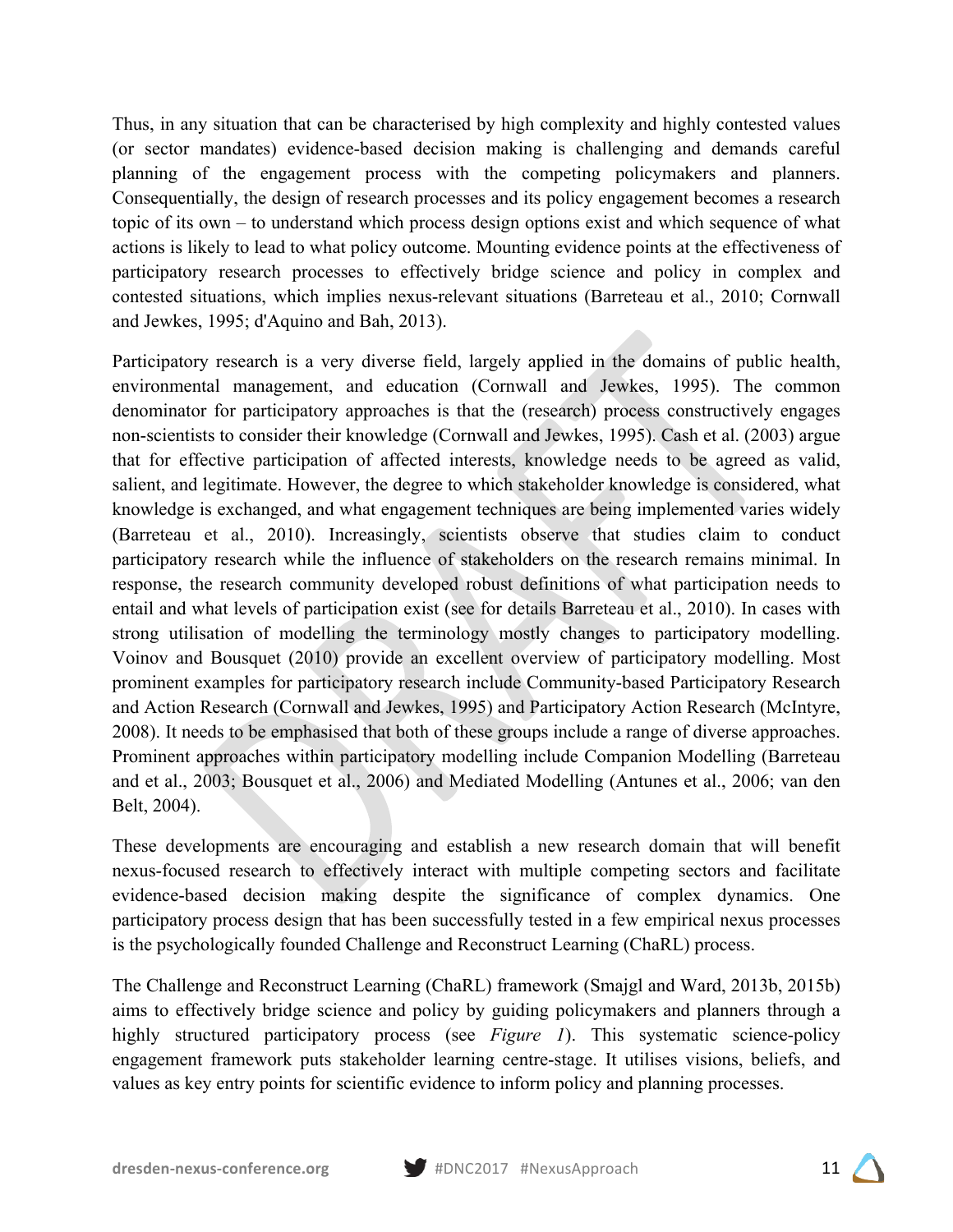Thus, in any situation that can be characterised by high complexity and highly contested values (or sector mandates) evidence-based decision making is challenging and demands careful planning of the engagement process with the competing policymakers and planners. Consequentially, the design of research processes and its policy engagement becomes a research topic of its own – to understand which process design options exist and which sequence of what actions is likely to lead to what policy outcome. Mounting evidence points at the effectiveness of participatory research processes to effectively bridge science and policy in complex and contested situations, which implies nexus-relevant situations (Barreteau et al., 2010; Cornwall and Jewkes, 1995; d'Aquino and Bah, 2013).

Participatory research is a very diverse field, largely applied in the domains of public health, environmental management, and education (Cornwall and Jewkes, 1995). The common denominator for participatory approaches is that the (research) process constructively engages non-scientists to consider their knowledge (Cornwall and Jewkes, 1995). Cash et al. (2003) argue that for effective participation of affected interests, knowledge needs to be agreed as valid, salient, and legitimate. However, the degree to which stakeholder knowledge is considered, what knowledge is exchanged, and what engagement techniques are being implemented varies widely (Barreteau et al., 2010). Increasingly, scientists observe that studies claim to conduct participatory research while the influence of stakeholders on the research remains minimal. In response, the research community developed robust definitions of what participation needs to entail and what levels of participation exist (see for details Barreteau et al., 2010). In cases with strong utilisation of modelling the terminology mostly changes to participatory modelling. Voinov and Bousquet (2010) provide an excellent overview of participatory modelling. Most prominent examples for participatory research include Community-based Participatory Research and Action Research (Cornwall and Jewkes, 1995) and Participatory Action Research (McIntyre, 2008). It needs to be emphasised that both of these groups include a range of diverse approaches. Prominent approaches within participatory modelling include Companion Modelling (Barreteau and et al., 2003; Bousquet et al., 2006) and Mediated Modelling (Antunes et al., 2006; van den Belt, 2004).

These developments are encouraging and establish a new research domain that will benefit nexus-focused research to effectively interact with multiple competing sectors and facilitate evidence-based decision making despite the significance of complex dynamics. One participatory process design that has been successfully tested in a few empirical nexus processes is the psychologically founded Challenge and Reconstruct Learning (ChaRL) process.

The Challenge and Reconstruct Learning (ChaRL) framework (Smajgl and Ward, 2013b, 2015b) aims to effectively bridge science and policy by guiding policymakers and planners through a highly structured participatory process (see *Figure 1*). This systematic science-policy engagement framework puts stakeholder learning centre-stage. It utilises visions, beliefs, and values as key entry points for scientific evidence to inform policy and planning processes.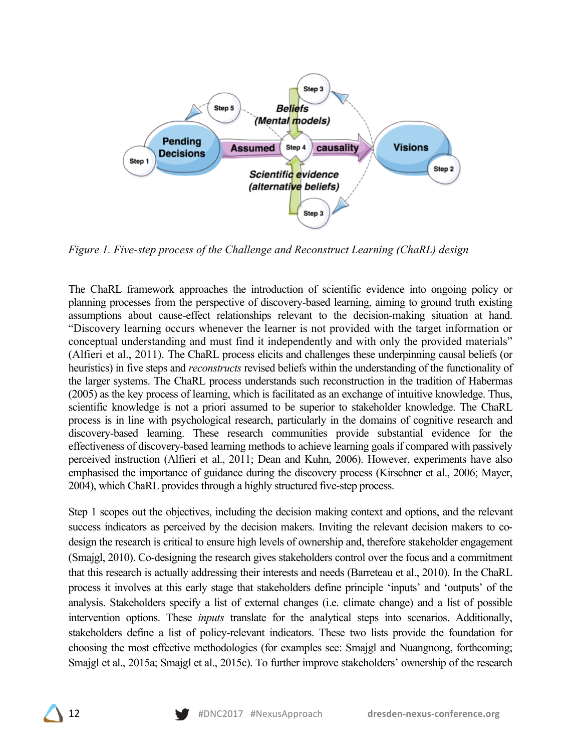*Figure 1. Five-step process of the Challenge and Reconstruct Learning (ChaRL) design*

The ChaRL framework approaches the introduction of scientific evidence into ongoing policy or planning processes from the perspective of discovery-based learning, aiming to ground truth existing assumptions about cause-effect relationships relevant to the decision-making situation at hand. "Discovery learning occurs whenever the learner is not provided with the target information or conceptual understanding and must find it independently and with only the provided materials" (Alfieri et al., 2011). The ChaRL process elicits and challenges these underpinning causal beliefs (or heuristics) in five steps and *reconstructs* revised beliefs within the understanding of the functionality of the larger systems. The ChaRL process understands such reconstruction in the tradition of Habermas (2005) as the key process of learning, which is facilitated as an exchange of intuitive knowledge. Thus, scientific knowledge is not a priori assumed to be superior to stakeholder knowledge. The ChaRL process is in line with psychological research, particularly in the domains of cognitive research and discovery-based learning. These research communities provide substantial evidence for the effectiveness of discovery-based learning methods to achieve learning goals if compared with passively perceived instruction (Alfieri et al., 2011; Dean and Kuhn, 2006). However, experiments have also emphasised the importance of guidance during the discovery process (Kirschner et al., 2006; Mayer, 2004), which ChaRL provides through a highly structured five-step process.

Step 1 scopes out the objectives, including the decision making context and options, and the relevant success indicators as perceived by the decision makers. Inviting the relevant decision makers to co-design the research is critical to ensure high levels of ownership and, therefore stakeholder engagement (Smajgl, 2010). Co-designing the research gives stakeholders control over the focus and a commitment that this research is actually addressing their interests and needs (Barreteau et al., 2010). In the ChaRL process it involves at this early stage that stakeholders define principle 'inputs' and 'outputs' of the analysis. Stakeholders specify a list of external changes (i.e. climate change) and a list of possible intervention options. These *inputs* translate for the analytical steps into scenarios. Additionally, stakeholders define a list of policy-relevant indicators. These two lists provide the foundation for choosing the most effective methodologies (for examples see: Smajgl and Nuangnong, forthcoming; Smajgl et al., 2015a; Smajgl et al., 2015c). To further improve stakeholders' ownership of the research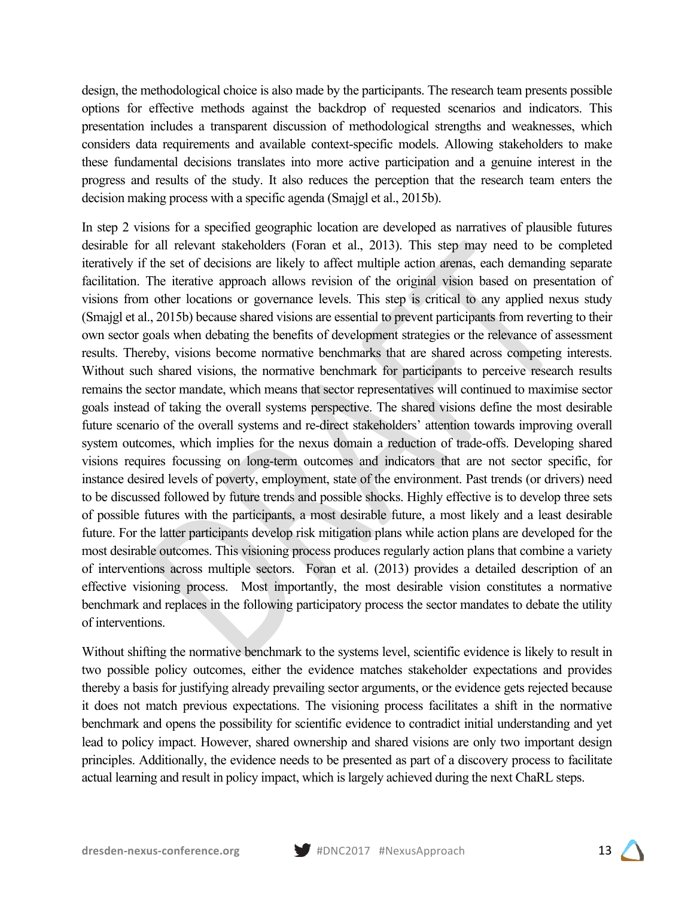design, the methodological choice is also made by the participants. The research team presents possible options for effective methods against the backdrop of requested scenarios and indicators. This presentation includes a transparent discussion of methodological strengths and weaknesses, which considers data requirements and available context-specific models. Allowing stakeholders to make these fundamental decisions translates into more active participation and a genuine interest in the progress and results of the study. It also reduces the perception that the research team enters the decision making process with a specific agenda (Smajgl et al., 2015b).

In step 2 visions for a specified geographic location are developed as narratives of plausible futures desirable for all relevant stakeholders (Foran et al., 2013). This step may need to be completed iteratively if the set of decisions are likely to affect multiple action arenas, each demanding separate facilitation. The iterative approach allows revision of the original vision based on presentation of visions from other locations or governance levels. This step is critical to any applied nexus study (Smajgl et al., 2015b) because shared visions are essential to prevent participants from reverting to their own sector goals when debating the benefits of development strategies or the relevance of assessment results. Thereby, visions become normative benchmarks that are shared across competing interests. Without such shared visions, the normative benchmark for participants to perceive research results remains the sector mandate, which means that sector representatives will continued to maximise sector goals instead of taking the overall systems perspective. The shared visions define the most desirable future scenario of the overall systems and re-direct stakeholders' attention towards improving overall system outcomes, which implies for the nexus domain a reduction of trade-offs. Developing shared visions requires focussing on long-term outcomes and indicators that are not sector specific, for instance desired levels of poverty, employment, state of the environment. Past trends (or drivers) need to be discussed followed by future trends and possible shocks. Highly effective is to develop three sets of possible futures with the participants, a most desirable future, a most likely and a least desirable future. For the latter participants develop risk mitigation plans while action plans are developed for the most desirable outcomes. This visioning process produces regularly action plans that combine a variety of interventions across multiple sectors. Foran et al. (2013) provides a detailed description of an effective visioning process. Most importantly, the most desirable vision constitutes a normative benchmark and replaces in the following participatory process the sector mandates to debate the utility of interventions.

Without shifting the normative benchmark to the systems level, scientific evidence is likely to result in two possible policy outcomes, either the evidence matches stakeholder expectations and provides thereby a basis for justifying already prevailing sector arguments, or the evidence gets rejected because it does not match previous expectations. The visioning process facilitates a shift in the normative benchmark and opens the possibility for scientific evidence to contradict initial understanding and yet lead to policy impact. However, shared ownership and shared visions are only two important design principles. Additionally, the evidence needs to be presented as part of a discovery process to facilitate actual learning and result in policy impact, which is largely achieved during the next ChaRL steps.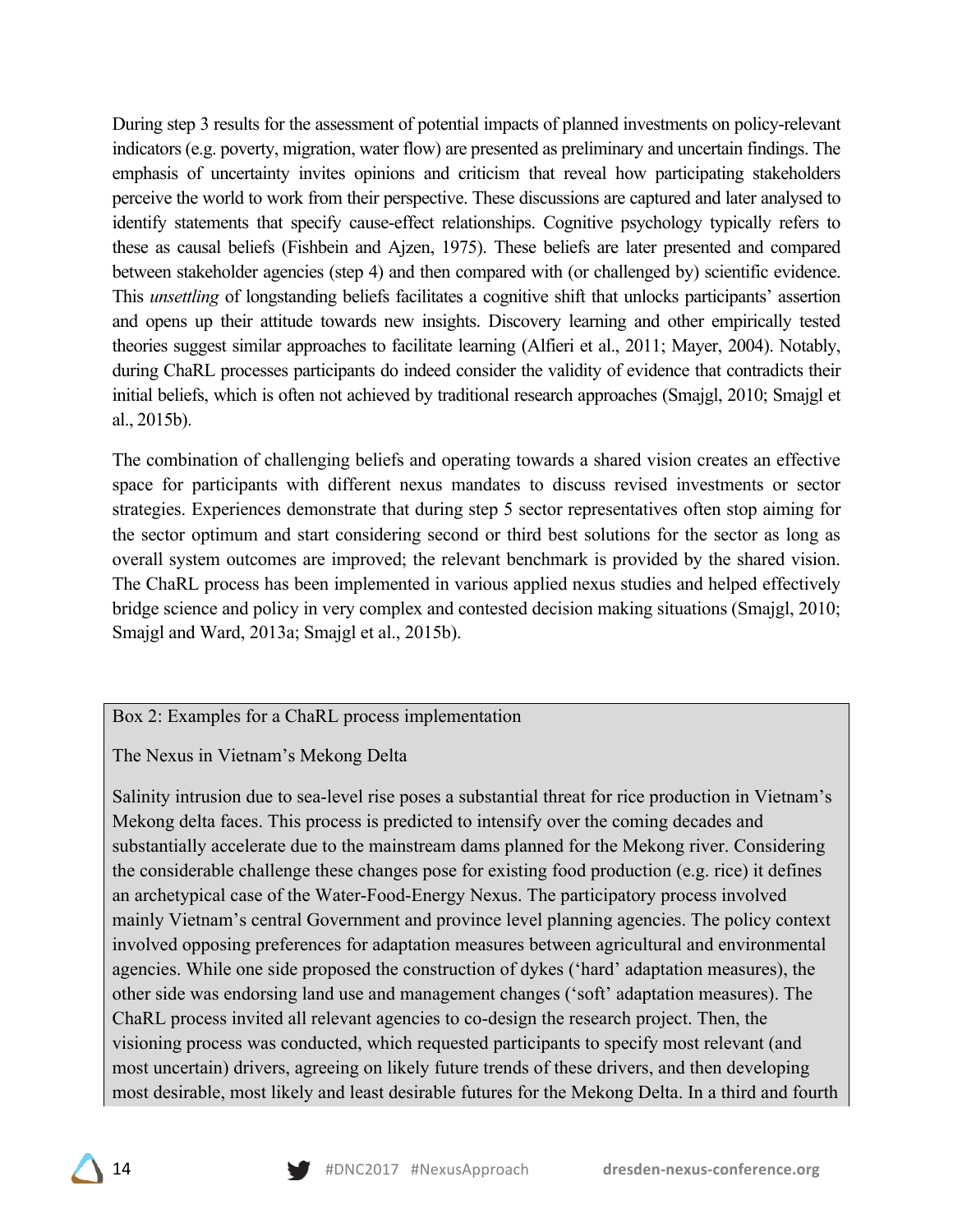During step 3 results for the assessment of potential impacts of planned investments on policy-relevant indicators (e.g. poverty, migration, water flow) are presented as preliminary and uncertain findings. The emphasis of uncertainty invites opinions and criticism that reveal how participating stakeholders perceive the world to work from their perspective. These discussions are captured and later analysed to identify statements that specify cause-effect relationships. Cognitive psychology typically refers to these as causal beliefs (Fishbein and Ajzen, 1975). These beliefs are later presented and compared between stakeholder agencies (step 4) and then compared with (or challenged by) scientific evidence. This *unsettling* of longstanding beliefs facilitates a cognitive shift that unlocks participants' assertion and opens up their attitude towards new insights. Discovery learning and other empirically tested theories suggest similar approaches to facilitate learning (Alfieri et al., 2011; Mayer, 2004). Notably, during ChaRL processes participants do indeed consider the validity of evidence that contradicts their initial beliefs, which is often not achieved by traditional research approaches (Smajgl, 2010; Smajgl et al., 2015b).

The combination of challenging beliefs and operating towards a shared vision creates an effective space for participants with different nexus mandates to discuss revised investments or sector strategies. Experiences demonstrate that during step 5 sector representatives often stop aiming for the sector optimum and start considering second or third best solutions for the sector as long as overall system outcomes are improved; the relevant benchmark is provided by the shared vision. The ChaRL process has been implemented in various applied nexus studies and helped effectively bridge science and policy in very complex and contested decision making situations (Smajgl, 2010; Smajgl and Ward, 2013a; Smajgl et al., 2015b).

> Box 2: Examples for a ChaRL process implementation
>
> The Nexus in Vietnam's Mekong Delta
>
> Salinity intrusion due to sea-level rise poses a substantial threat for rice production in Vietnam's Mekong delta faces. This process is predicted to intensify over the coming decades and substantially accelerate due to the mainstream dams planned for the Mekong river. Considering the considerable challenge these changes pose for existing food production (e.g. rice) it defines an archetypical case of the Water-Food-Energy Nexus. The participatory process involved mainly Vietnam's central Government and province level planning agencies. The policy context involved opposing preferences for adaptation measures between agricultural and environmental agencies. While one side proposed the construction of dykes ('hard' adaptation measures), the other side was endorsing land use and management changes ('soft' adaptation measures). The ChaRL process invited all relevant agencies to co-design the research project. Then, the visioning process was conducted, which requested participants to specify most relevant (and most uncertain) drivers, agreeing on likely future trends of these drivers, and then developing most desirable, most likely and least desirable futures for the Mekong Delta. In a third and fourth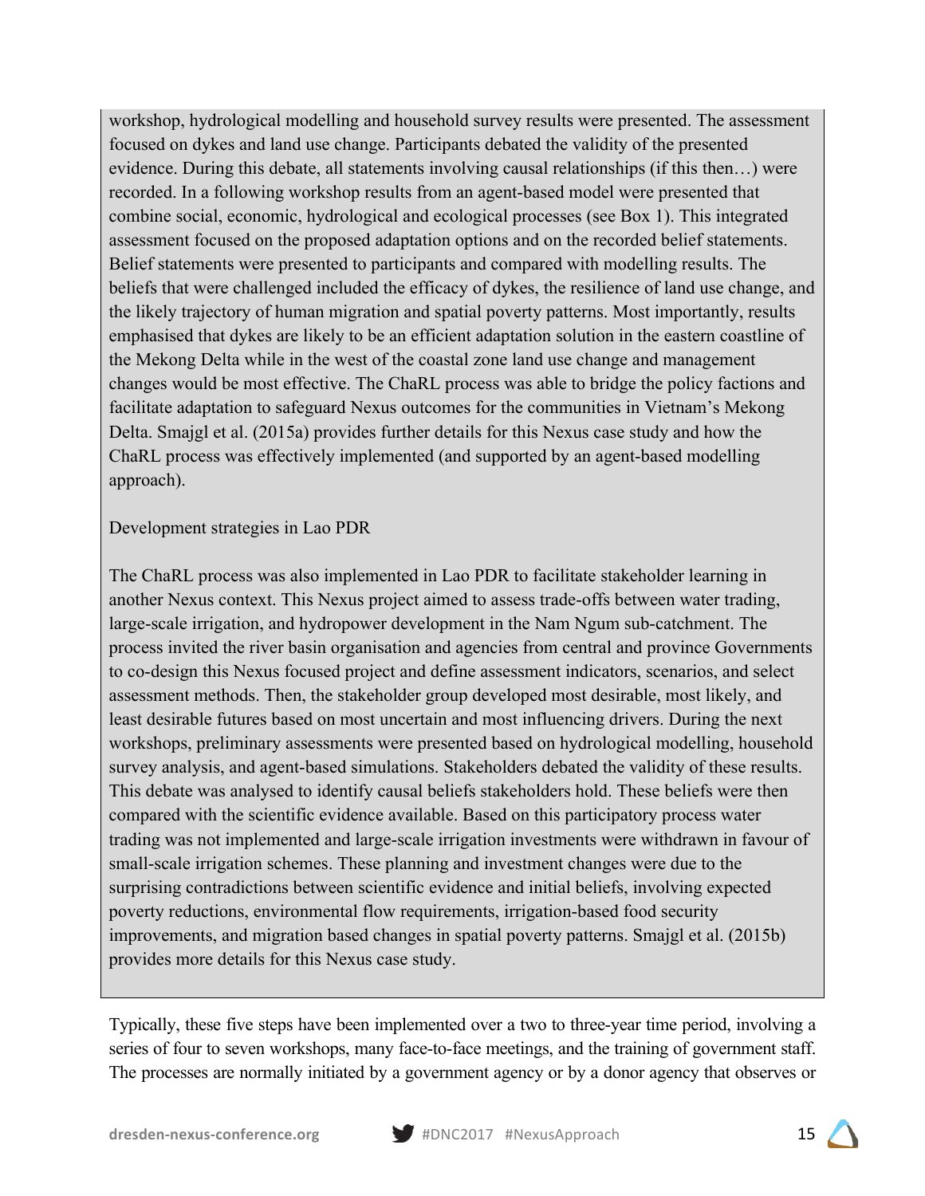workshop, hydrological modelling and household survey results were presented. The assessment focused on dykes and land use change. Participants debated the validity of the presented evidence. During this debate, all statements involving causal relationships (if this then…) were recorded. In a following workshop results from an agent-based model were presented that combine social, economic, hydrological and ecological processes (see Box 1). This integrated assessment focused on the proposed adaptation options and on the recorded belief statements. Belief statements were presented to participants and compared with modelling results. The beliefs that were challenged included the efficacy of dykes, the resilience of land use change, and the likely trajectory of human migration and spatial poverty patterns. Most importantly, results emphasised that dykes are likely to be an efficient adaptation solution in the eastern coastline of the Mekong Delta while in the west of the coastal zone land use change and management changes would be most effective. The ChaRL process was able to bridge the policy factions and facilitate adaptation to safeguard Nexus outcomes for the communities in Vietnam's Mekong Delta. Smajgl et al. (2015a) provides further details for this Nexus case study and how the ChaRL process was effectively implemented (and supported by an agent-based modelling approach).

Development strategies in Lao PDR

The ChaRL process was also implemented in Lao PDR to facilitate stakeholder learning in another Nexus context. This Nexus project aimed to assess trade-offs between water trading, large-scale irrigation, and hydropower development in the Nam Ngum sub-catchment. The process invited the river basin organisation and agencies from central and province Governments to co-design this Nexus focused project and define assessment indicators, scenarios, and select assessment methods. Then, the stakeholder group developed most desirable, most likely, and least desirable futures based on most uncertain and most influencing drivers. During the next workshops, preliminary assessments were presented based on hydrological modelling, household survey analysis, and agent-based simulations. Stakeholders debated the validity of these results. This debate was analysed to identify causal beliefs stakeholders hold. These beliefs were then compared with the scientific evidence available. Based on this participatory process water trading was not implemented and large-scale irrigation investments were withdrawn in favour of small-scale irrigation schemes. These planning and investment changes were due to the surprising contradictions between scientific evidence and initial beliefs, involving expected poverty reductions, environmental flow requirements, irrigation-based food security improvements, and migration based changes in spatial poverty patterns. Smajgl et al. (2015b) provides more details for this Nexus case study.

Typically, these five steps have been implemented over a two to three-year time period, involving a series of four to seven workshops, many face-to-face meetings, and the training of government staff. The processes are normally initiated by a government agency or by a donor agency that observes or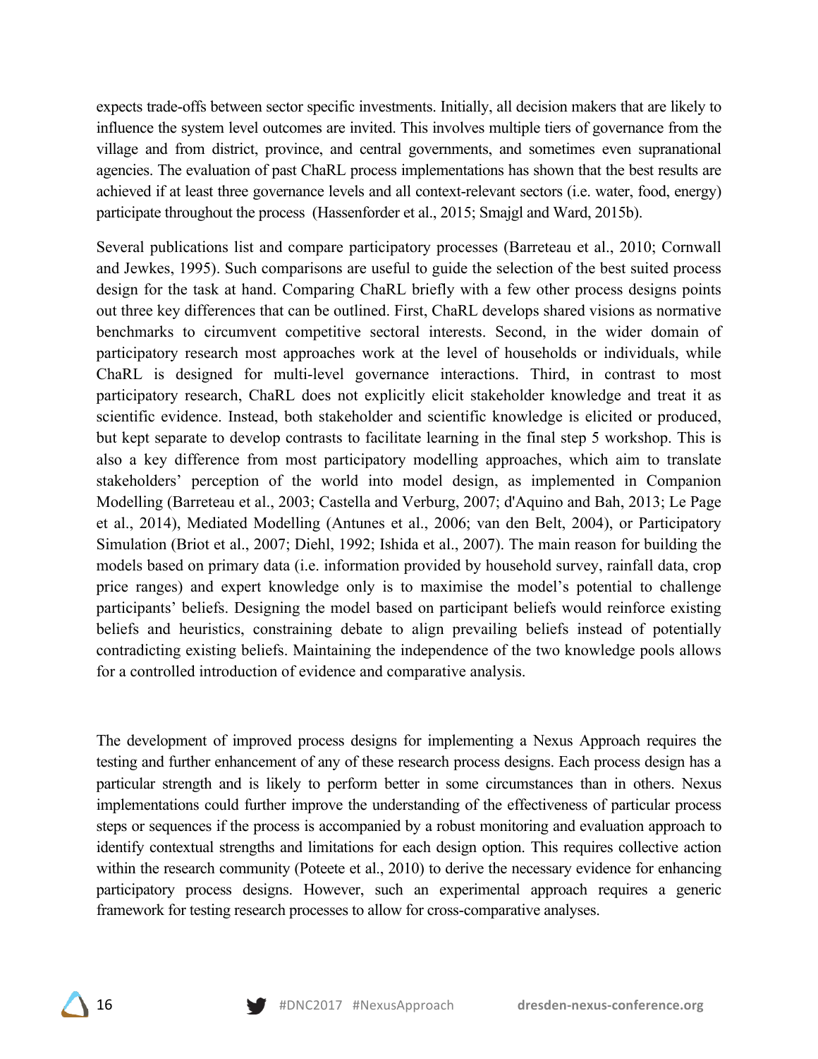expects trade-offs between sector specific investments. Initially, all decision makers that are likely to influence the system level outcomes are invited. This involves multiple tiers of governance from the village and from district, province, and central governments, and sometimes even supranational agencies. The evaluation of past ChaRL process implementations has shown that the best results are achieved if at least three governance levels and all context-relevant sectors (i.e. water, food, energy) participate throughout the process (Hassenforder et al., 2015; Smajgl and Ward, 2015b).

Several publications list and compare participatory processes (Barreteau et al., 2010; Cornwall and Jewkes, 1995). Such comparisons are useful to guide the selection of the best suited process design for the task at hand. Comparing ChaRL briefly with a few other process designs points out three key differences that can be outlined. First, ChaRL develops shared visions as normative benchmarks to circumvent competitive sectoral interests. Second, in the wider domain of participatory research most approaches work at the level of households or individuals, while ChaRL is designed for multi-level governance interactions. Third, in contrast to most participatory research, ChaRL does not explicitly elicit stakeholder knowledge and treat it as scientific evidence. Instead, both stakeholder and scientific knowledge is elicited or produced, but kept separate to develop contrasts to facilitate learning in the final step 5 workshop. This is also a key difference from most participatory modelling approaches, which aim to translate stakeholders' perception of the world into model design, as implemented in Companion Modelling (Barreteau et al., 2003; Castella and Verburg, 2007; d'Aquino and Bah, 2013; Le Page et al., 2014), Mediated Modelling (Antunes et al., 2006; van den Belt, 2004), or Participatory Simulation (Briot et al., 2007; Diehl, 1992; Ishida et al., 2007). The main reason for building the models based on primary data (i.e. information provided by household survey, rainfall data, crop price ranges) and expert knowledge only is to maximise the model's potential to challenge participants' beliefs. Designing the model based on participant beliefs would reinforce existing beliefs and heuristics, constraining debate to align prevailing beliefs instead of potentially contradicting existing beliefs. Maintaining the independence of the two knowledge pools allows for a controlled introduction of evidence and comparative analysis.

The development of improved process designs for implementing a Nexus Approach requires the testing and further enhancement of any of these research process designs. Each process design has a particular strength and is likely to perform better in some circumstances than in others. Nexus implementations could further improve the understanding of the effectiveness of particular process steps or sequences if the process is accompanied by a robust monitoring and evaluation approach to identify contextual strengths and limitations for each design option. This requires collective action within the research community (Poteete et al., 2010) to derive the necessary evidence for enhancing participatory process designs. However, such an experimental approach requires a generic framework for testing research processes to allow for cross-comparative analyses.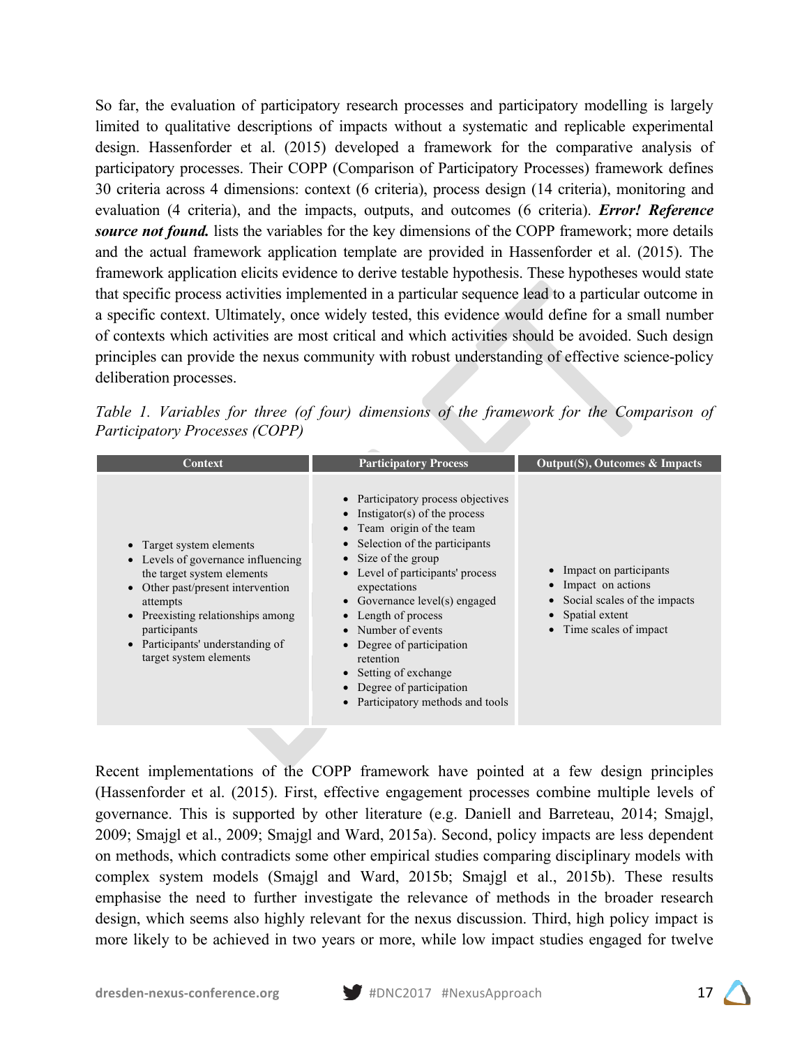So far, the evaluation of participatory research processes and participatory modelling is largely limited to qualitative descriptions of impacts without a systematic and replicable experimental design. Hassenforder et al. (2015) developed a framework for the comparative analysis of participatory processes. Their COPP (Comparison of Participatory Processes) framework defines 30 criteria across 4 dimensions: context (6 criteria), process design (14 criteria), monitoring and evaluation (4 criteria), and the impacts, outputs, and outcomes (6 criteria). ***Error! Reference source not found.*** lists the variables for the key dimensions of the COPP framework; more details and the actual framework application template are provided in Hassenforder et al. (2015). The framework application elicits evidence to derive testable hypothesis. These hypotheses would state that specific process activities implemented in a particular sequence lead to a particular outcome in a specific context. Ultimately, once widely tested, this evidence would define for a small number of contexts which activities are most critical and which activities should be avoided. Such design principles can provide the nexus community with robust understanding of effective science-policy deliberation processes.

*Table 1. Variables for three (of four) dimensions of the framework for the Comparison of Participatory Processes (COPP)*

| Context | Participatory Process | Output(S), Outcomes & Impacts |
|---|---|---|
| • Target system elements<br>• Levels of governance influencing the target system elements<br>• Other past/present intervention attempts<br>• Preexisting relationships among participants<br>• Participants' understanding of target system elements | • Participatory process objectives<br>• Instigator(s) of the process<br>• Team origin of the team<br>• Selection of the participants<br>• Size of the group<br>• Level of participants' process expectations<br>• Governance level(s) engaged<br>• Length of process<br>• Number of events<br>• Degree of participation retention<br>• Setting of exchange<br>• Degree of participation<br>• Participatory methods and tools | • Impact on participants<br>• Impact on actions<br>• Social scales of the impacts<br>• Spatial extent<br>• Time scales of impact |

Recent implementations of the COPP framework have pointed at a few design principles (Hassenforder et al. (2015). First, effective engagement processes combine multiple levels of governance. This is supported by other literature (e.g. Daniell and Barreteau, 2014; Smajgl, 2009; Smajgl et al., 2009; Smajgl and Ward, 2015a). Second, policy impacts are less dependent on methods, which contradicts some other empirical studies comparing disciplinary models with complex system models (Smajgl and Ward, 2015b; Smajgl et al., 2015b). These results emphasise the need to further investigate the relevance of methods in the broader research design, which seems also highly relevant for the nexus discussion. Third, high policy impact is more likely to be achieved in two years or more, while low impact studies engaged for twelve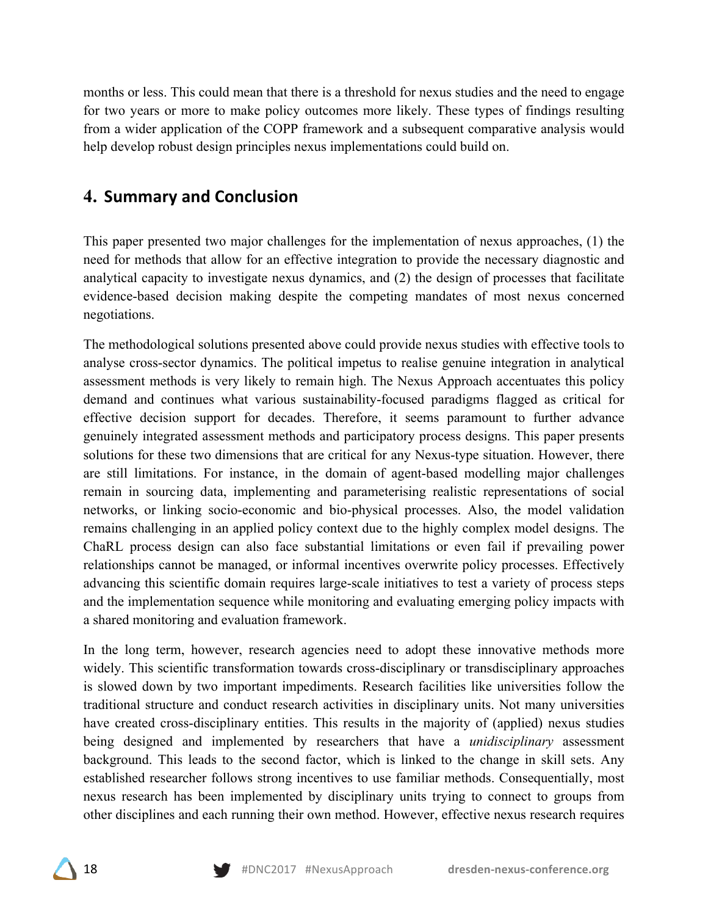months or less. This could mean that there is a threshold for nexus studies and the need to engage for two years or more to make policy outcomes more likely. These types of findings resulting from a wider application of the COPP framework and a subsequent comparative analysis would help develop robust design principles nexus implementations could build on.

## 4. Summary and Conclusion

This paper presented two major challenges for the implementation of nexus approaches, (1) the need for methods that allow for an effective integration to provide the necessary diagnostic and analytical capacity to investigate nexus dynamics, and (2) the design of processes that facilitate evidence-based decision making despite the competing mandates of most nexus concerned negotiations.

The methodological solutions presented above could provide nexus studies with effective tools to analyse cross-sector dynamics. The political impetus to realise genuine integration in analytical assessment methods is very likely to remain high. The Nexus Approach accentuates this policy demand and continues what various sustainability-focused paradigms flagged as critical for effective decision support for decades. Therefore, it seems paramount to further advance genuinely integrated assessment methods and participatory process designs. This paper presents solutions for these two dimensions that are critical for any Nexus-type situation. However, there are still limitations. For instance, in the domain of agent-based modelling major challenges remain in sourcing data, implementing and parameterising realistic representations of social networks, or linking socio-economic and bio-physical processes. Also, the model validation remains challenging in an applied policy context due to the highly complex model designs. The ChaRL process design can also face substantial limitations or even fail if prevailing power relationships cannot be managed, or informal incentives overwrite policy processes. Effectively advancing this scientific domain requires large-scale initiatives to test a variety of process steps and the implementation sequence while monitoring and evaluating emerging policy impacts with a shared monitoring and evaluation framework.

In the long term, however, research agencies need to adopt these innovative methods more widely. This scientific transformation towards cross-disciplinary or transdisciplinary approaches is slowed down by two important impediments. Research facilities like universities follow the traditional structure and conduct research activities in disciplinary units. Not many universities have created cross-disciplinary entities. This results in the majority of (applied) nexus studies being designed and implemented by researchers that have a *unidisciplinary* assessment background. This leads to the second factor, which is linked to the change in skill sets. Any established researcher follows strong incentives to use familiar methods. Consequentially, most nexus research has been implemented by disciplinary units trying to connect to groups from other disciplines and each running their own method. However, effective nexus research requires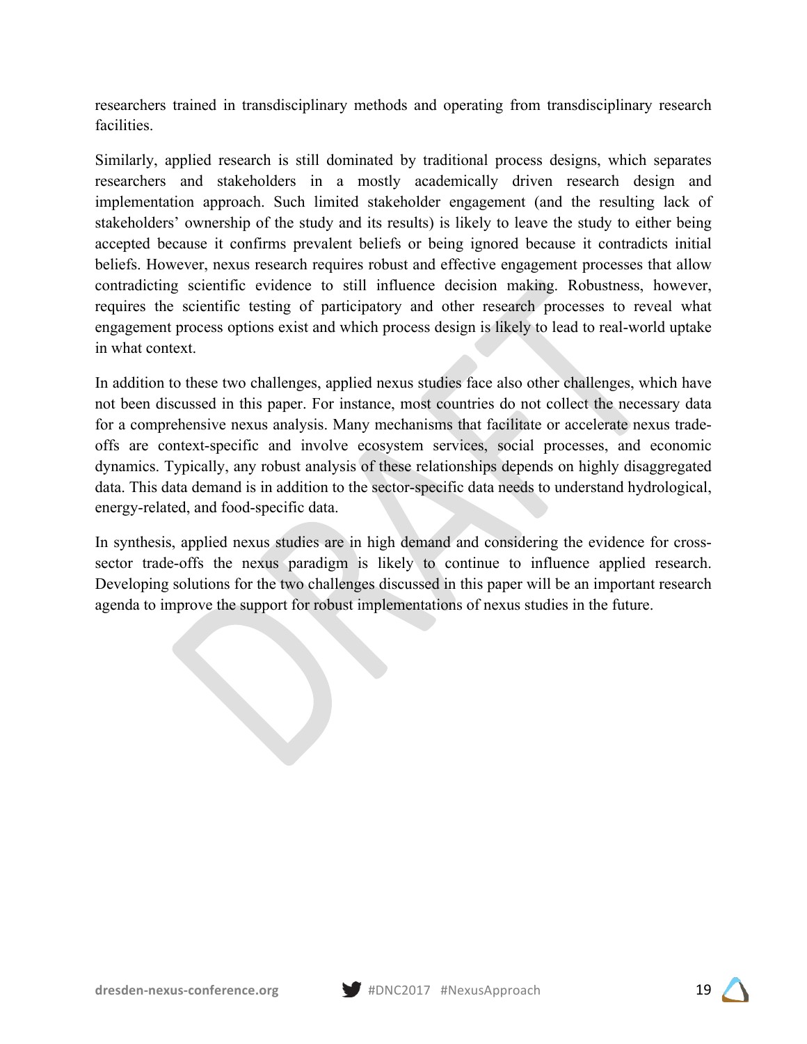researchers trained in transdisciplinary methods and operating from transdisciplinary research facilities.

Similarly, applied research is still dominated by traditional process designs, which separates researchers and stakeholders in a mostly academically driven research design and implementation approach. Such limited stakeholder engagement (and the resulting lack of stakeholders' ownership of the study and its results) is likely to leave the study to either being accepted because it confirms prevalent beliefs or being ignored because it contradicts initial beliefs. However, nexus research requires robust and effective engagement processes that allow contradicting scientific evidence to still influence decision making. Robustness, however, requires the scientific testing of participatory and other research processes to reveal what engagement process options exist and which process design is likely to lead to real-world uptake in what context.

In addition to these two challenges, applied nexus studies face also other challenges, which have not been discussed in this paper. For instance, most countries do not collect the necessary data for a comprehensive nexus analysis. Many mechanisms that facilitate or accelerate nexus trade-offs are context-specific and involve ecosystem services, social processes, and economic dynamics. Typically, any robust analysis of these relationships depends on highly disaggregated data. This data demand is in addition to the sector-specific data needs to understand hydrological, energy-related, and food-specific data.

In synthesis, applied nexus studies are in high demand and considering the evidence for cross-sector trade-offs the nexus paradigm is likely to continue to influence applied research. Developing solutions for the two challenges discussed in this paper will be an important research agenda to improve the support for robust implementations of nexus studies in the future.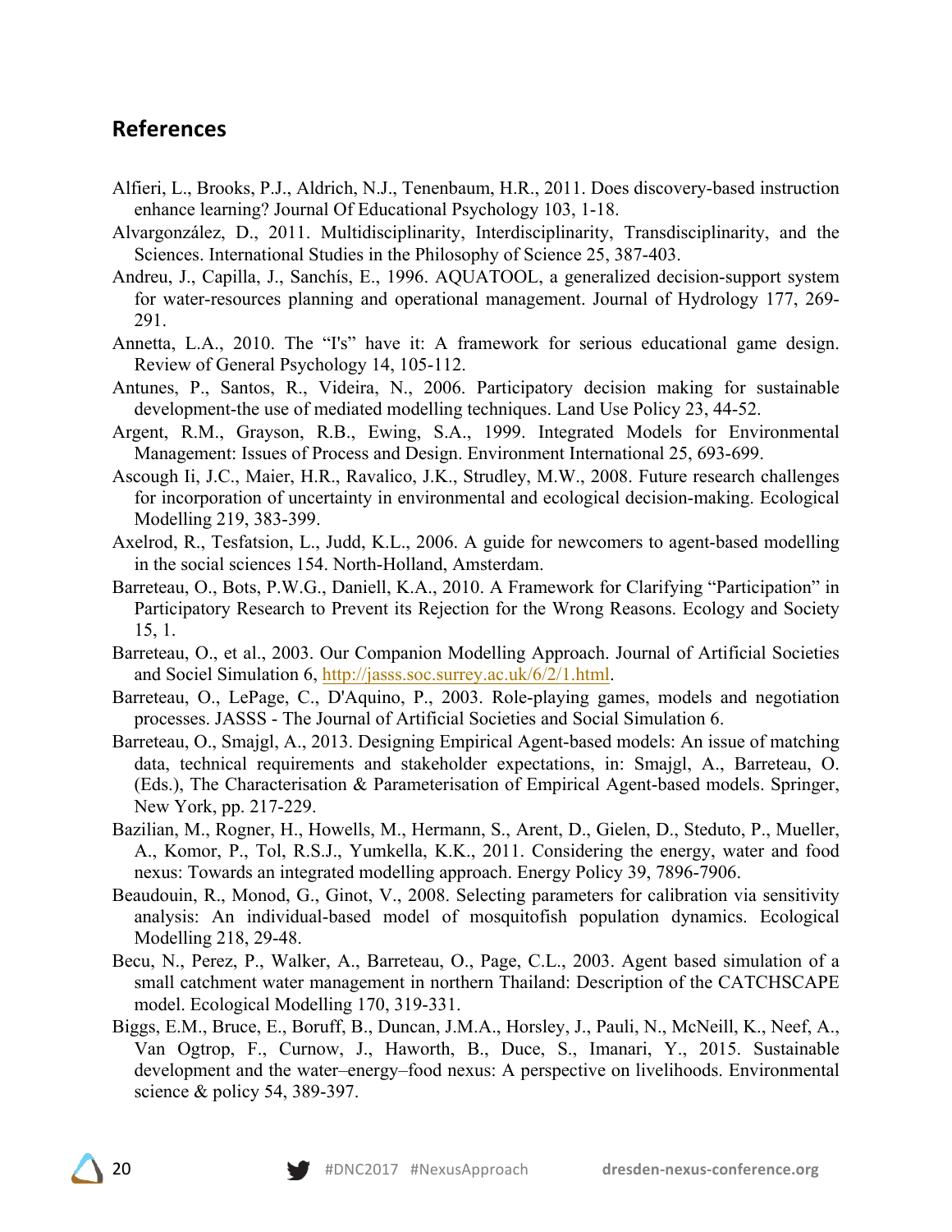## References

Alfieri, L., Brooks, P.J., Aldrich, N.J., Tenenbaum, H.R., 2011. Does discovery-based instruction enhance learning? Journal Of Educational Psychology 103, 1-18.

Alvargonzález, D., 2011. Multidisciplinarity, Interdisciplinarity, Transdisciplinarity, and the Sciences. International Studies in the Philosophy of Science 25, 387-403.

Andreu, J., Capilla, J., Sanchís, E., 1996. AQUATOOL, a generalized decision-support system for water-resources planning and operational management. Journal of Hydrology 177, 269-291.

Annetta, L.A., 2010. The "I's" have it: A framework for serious educational game design. Review of General Psychology 14, 105-112.

Antunes, P., Santos, R., Videira, N., 2006. Participatory decision making for sustainable development-the use of mediated modelling techniques. Land Use Policy 23, 44-52.

Argent, R.M., Grayson, R.B., Ewing, S.A., 1999. Integrated Models for Environmental Management: Issues of Process and Design. Environment International 25, 693-699.

Ascough Ii, J.C., Maier, H.R., Ravalico, J.K., Strudley, M.W., 2008. Future research challenges for incorporation of uncertainty in environmental and ecological decision-making. Ecological Modelling 219, 383-399.

Axelrod, R., Tesfatsion, L., Judd, K.L., 2006. A guide for newcomers to agent-based modelling in the social sciences 154. North-Holland, Amsterdam.

Barreteau, O., Bots, P.W.G., Daniell, K.A., 2010. A Framework for Clarifying "Participation" in Participatory Research to Prevent its Rejection for the Wrong Reasons. Ecology and Society 15, 1.

Barreteau, O., et al., 2003. Our Companion Modelling Approach. Journal of Artificial Societies and Sociel Simulation 6, http://jasss.soc.surrey.ac.uk/6/2/1.html.

Barreteau, O., LePage, C., D'Aquino, P., 2003. Role-playing games, models and negotiation processes. JASSS - The Journal of Artificial Societies and Social Simulation 6.

Barreteau, O., Smajgl, A., 2013. Designing Empirical Agent-based models: An issue of matching data, technical requirements and stakeholder expectations, in: Smajgl, A., Barreteau, O. (Eds.), The Characterisation & Parameterisation of Empirical Agent-based models. Springer, New York, pp. 217-229.

Bazilian, M., Rogner, H., Howells, M., Hermann, S., Arent, D., Gielen, D., Steduto, P., Mueller, A., Komor, P., Tol, R.S.J., Yumkella, K.K., 2011. Considering the energy, water and food nexus: Towards an integrated modelling approach. Energy Policy 39, 7896-7906.

Beaudouin, R., Monod, G., Ginot, V., 2008. Selecting parameters for calibration via sensitivity analysis: An individual-based model of mosquitofish population dynamics. Ecological Modelling 218, 29-48.

Becu, N., Perez, P., Walker, A., Barreteau, O., Page, C.L., 2003. Agent based simulation of a small catchment water management in northern Thailand: Description of the CATCHSCAPE model. Ecological Modelling 170, 319-331.

Biggs, E.M., Bruce, E., Boruff, B., Duncan, J.M.A., Horsley, J., Pauli, N., McNeill, K., Neef, A., Van Ogtrop, F., Curnow, J., Haworth, B., Duce, S., Imanari, Y., 2015. Sustainable development and the water–energy–food nexus: A perspective on livelihoods. Environmental science & policy 54, 389-397.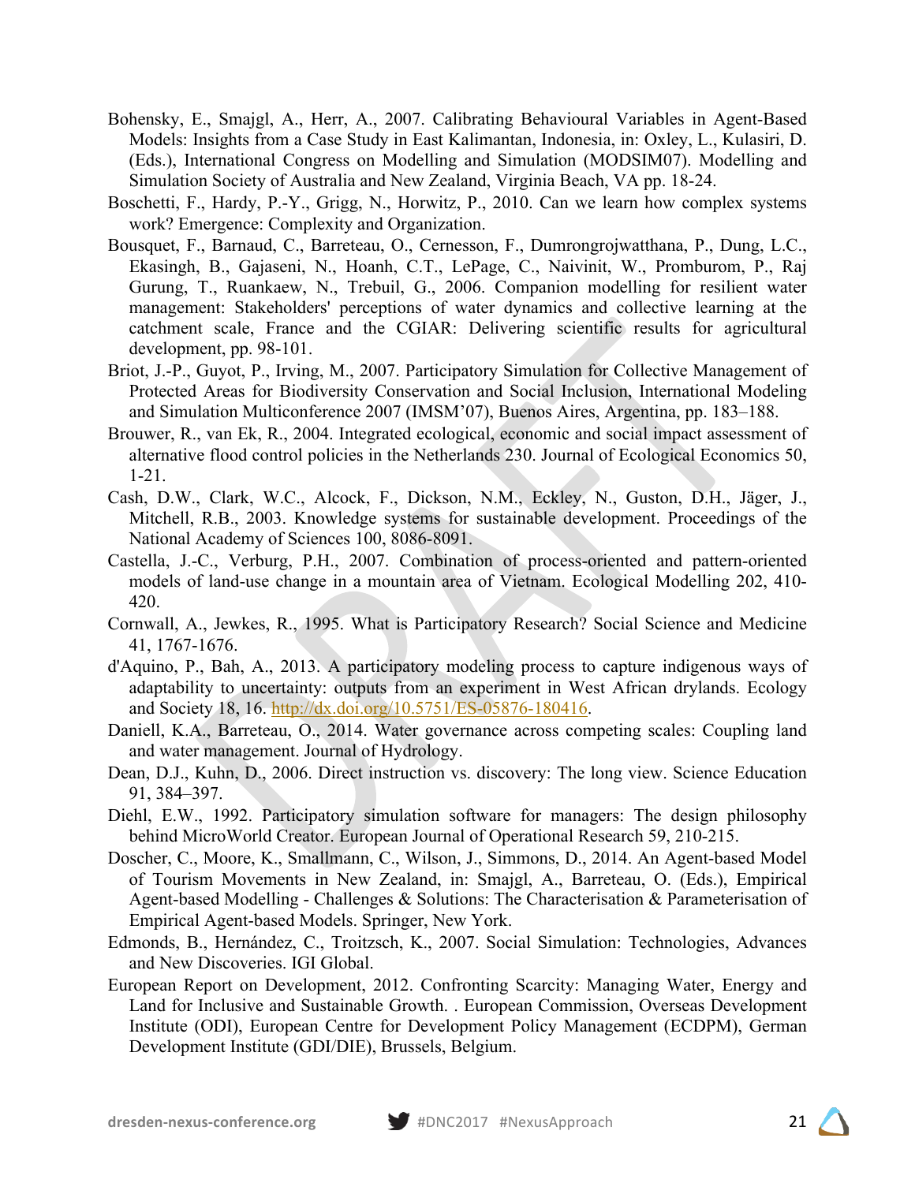Bohensky, E., Smajgl, A., Herr, A., 2007. Calibrating Behavioural Variables in Agent-Based Models: Insights from a Case Study in East Kalimantan, Indonesia, in: Oxley, L., Kulasiri, D. (Eds.), International Congress on Modelling and Simulation (MODSIM07). Modelling and Simulation Society of Australia and New Zealand, Virginia Beach, VA pp. 18-24.

Boschetti, F., Hardy, P.-Y., Grigg, N., Horwitz, P., 2010. Can we learn how complex systems work? Emergence: Complexity and Organization.

Bousquet, F., Barnaud, C., Barreteau, O., Cernesson, F., Dumrongrojwatthana, P., Dung, L.C., Ekasingh, B., Gajaseni, N., Hoanh, C.T., LePage, C., Naivinit, W., Promburom, P., Raj Gurung, T., Ruankaew, N., Trebuil, G., 2006. Companion modelling for resilient water management: Stakeholders' perceptions of water dynamics and collective learning at the catchment scale, France and the CGIAR: Delivering scientific results for agricultural development, pp. 98-101.

Briot, J.-P., Guyot, P., Irving, M., 2007. Participatory Simulation for Collective Management of Protected Areas for Biodiversity Conservation and Social Inclusion, International Modeling and Simulation Multiconference 2007 (IMSM'07), Buenos Aires, Argentina, pp. 183–188.

Brouwer, R., van Ek, R., 2004. Integrated ecological, economic and social impact assessment of alternative flood control policies in the Netherlands 230. Journal of Ecological Economics 50, 1-21.

Cash, D.W., Clark, W.C., Alcock, F., Dickson, N.M., Eckley, N., Guston, D.H., Jäger, J., Mitchell, R.B., 2003. Knowledge systems for sustainable development. Proceedings of the National Academy of Sciences 100, 8086-8091.

Castella, J.-C., Verburg, P.H., 2007. Combination of process-oriented and pattern-oriented models of land-use change in a mountain area of Vietnam. Ecological Modelling 202, 410-420.

Cornwall, A., Jewkes, R., 1995. What is Participatory Research? Social Science and Medicine 41, 1767-1676.

d'Aquino, P., Bah, A., 2013. A participatory modeling process to capture indigenous ways of adaptability to uncertainty: outputs from an experiment in West African drylands. Ecology and Society 18, 16. http://dx.doi.org/10.5751/ES-05876-180416.

Daniell, K.A., Barreteau, O., 2014. Water governance across competing scales: Coupling land and water management. Journal of Hydrology.

Dean, D.J., Kuhn, D., 2006. Direct instruction vs. discovery: The long view. Science Education 91, 384–397.

Diehl, E.W., 1992. Participatory simulation software for managers: The design philosophy behind MicroWorld Creator. European Journal of Operational Research 59, 210-215.

Doscher, C., Moore, K., Smallmann, C., Wilson, J., Simmons, D., 2014. An Agent-based Model of Tourism Movements in New Zealand, in: Smajgl, A., Barreteau, O. (Eds.), Empirical Agent-based Modelling - Challenges & Solutions: The Characterisation & Parameterisation of Empirical Agent-based Models. Springer, New York.

Edmonds, B., Hernández, C., Troitzsch, K., 2007. Social Simulation: Technologies, Advances and New Discoveries. IGI Global.

European Report on Development, 2012. Confronting Scarcity: Managing Water, Energy and Land for Inclusive and Sustainable Growth. . European Commission, Overseas Development Institute (ODI), European Centre for Development Policy Management (ECDPM), German Development Institute (GDI/DIE), Brussels, Belgium.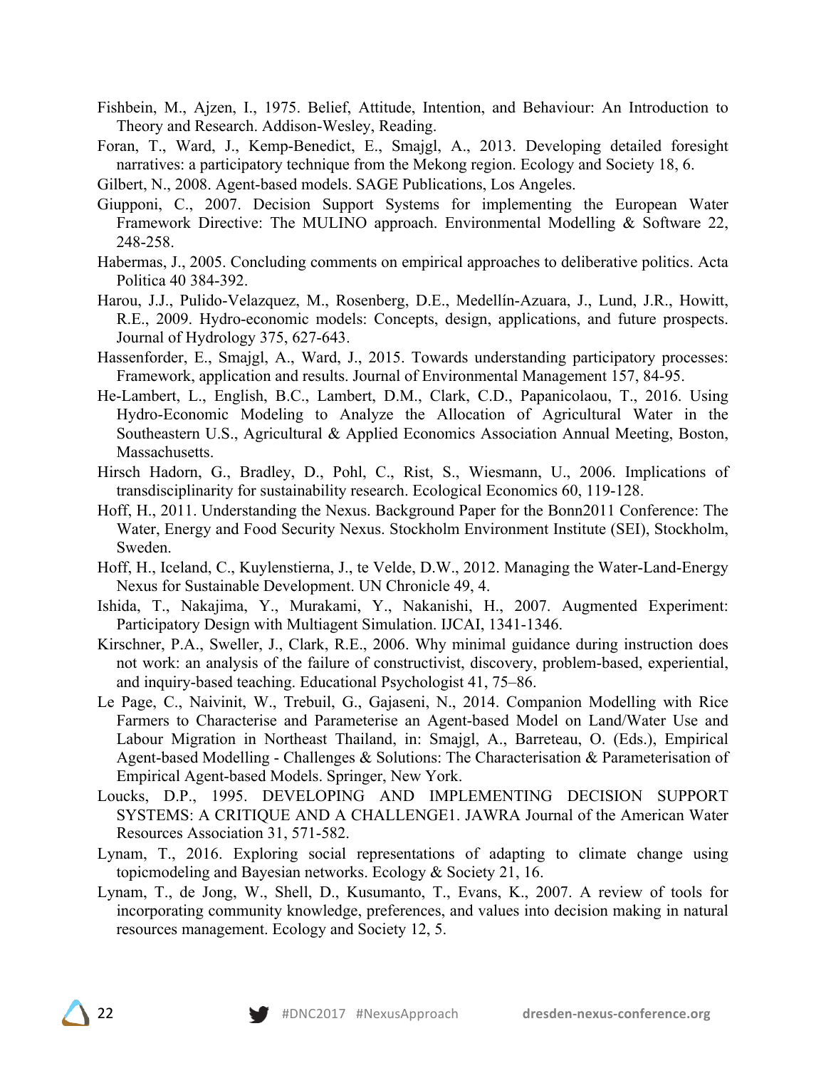Fishbein, M., Ajzen, I., 1975. Belief, Attitude, Intention, and Behaviour: An Introduction to Theory and Research. Addison-Wesley, Reading.

Foran, T., Ward, J., Kemp-Benedict, E., Smajgl, A., 2013. Developing detailed foresight narratives: a participatory technique from the Mekong region. Ecology and Society 18, 6.

Gilbert, N., 2008. Agent-based models. SAGE Publications, Los Angeles.

Giupponi, C., 2007. Decision Support Systems for implementing the European Water Framework Directive: The MULINO approach. Environmental Modelling & Software 22, 248-258.

Habermas, J., 2005. Concluding comments on empirical approaches to deliberative politics. Acta Politica 40 384-392.

Harou, J.J., Pulido-Velazquez, M., Rosenberg, D.E., Medellín-Azuara, J., Lund, J.R., Howitt, R.E., 2009. Hydro-economic models: Concepts, design, applications, and future prospects. Journal of Hydrology 375, 627-643.

Hassenforder, E., Smajgl, A., Ward, J., 2015. Towards understanding participatory processes: Framework, application and results. Journal of Environmental Management 157, 84-95.

He-Lambert, L., English, B.C., Lambert, D.M., Clark, C.D., Papanicolaou, T., 2016. Using Hydro-Economic Modeling to Analyze the Allocation of Agricultural Water in the Southeastern U.S., Agricultural & Applied Economics Association Annual Meeting, Boston, Massachusetts.

Hirsch Hadorn, G., Bradley, D., Pohl, C., Rist, S., Wiesmann, U., 2006. Implications of transdisciplinarity for sustainability research. Ecological Economics 60, 119-128.

Hoff, H., 2011. Understanding the Nexus. Background Paper for the Bonn2011 Conference: The Water, Energy and Food Security Nexus. Stockholm Environment Institute (SEI), Stockholm, Sweden.

Hoff, H., Iceland, C., Kuylenstierna, J., te Velde, D.W., 2012. Managing the Water-Land-Energy Nexus for Sustainable Development. UN Chronicle 49, 4.

Ishida, T., Nakajima, Y., Murakami, Y., Nakanishi, H., 2007. Augmented Experiment: Participatory Design with Multiagent Simulation. IJCAI, 1341-1346.

Kirschner, P.A., Sweller, J., Clark, R.E., 2006. Why minimal guidance during instruction does not work: an analysis of the failure of constructivist, discovery, problem-based, experiential, and inquiry-based teaching. Educational Psychologist 41, 75–86.

Le Page, C., Naivinit, W., Trebuil, G., Gajaseni, N., 2014. Companion Modelling with Rice Farmers to Characterise and Parameterise an Agent-based Model on Land/Water Use and Labour Migration in Northeast Thailand, in: Smajgl, A., Barreteau, O. (Eds.), Empirical Agent-based Modelling - Challenges & Solutions: The Characterisation & Parameterisation of Empirical Agent-based Models. Springer, New York.

Loucks, D.P., 1995. DEVELOPING AND IMPLEMENTING DECISION SUPPORT SYSTEMS: A CRITIQUE AND A CHALLENGE1. JAWRA Journal of the American Water Resources Association 31, 571-582.

Lynam, T., 2016. Exploring social representations of adapting to climate change using topicmodeling and Bayesian networks. Ecology & Society 21, 16.

Lynam, T., de Jong, W., Shell, D., Kusumanto, T., Evans, K., 2007. A review of tools for incorporating community knowledge, preferences, and values into decision making in natural resources management. Ecology and Society 12, 5.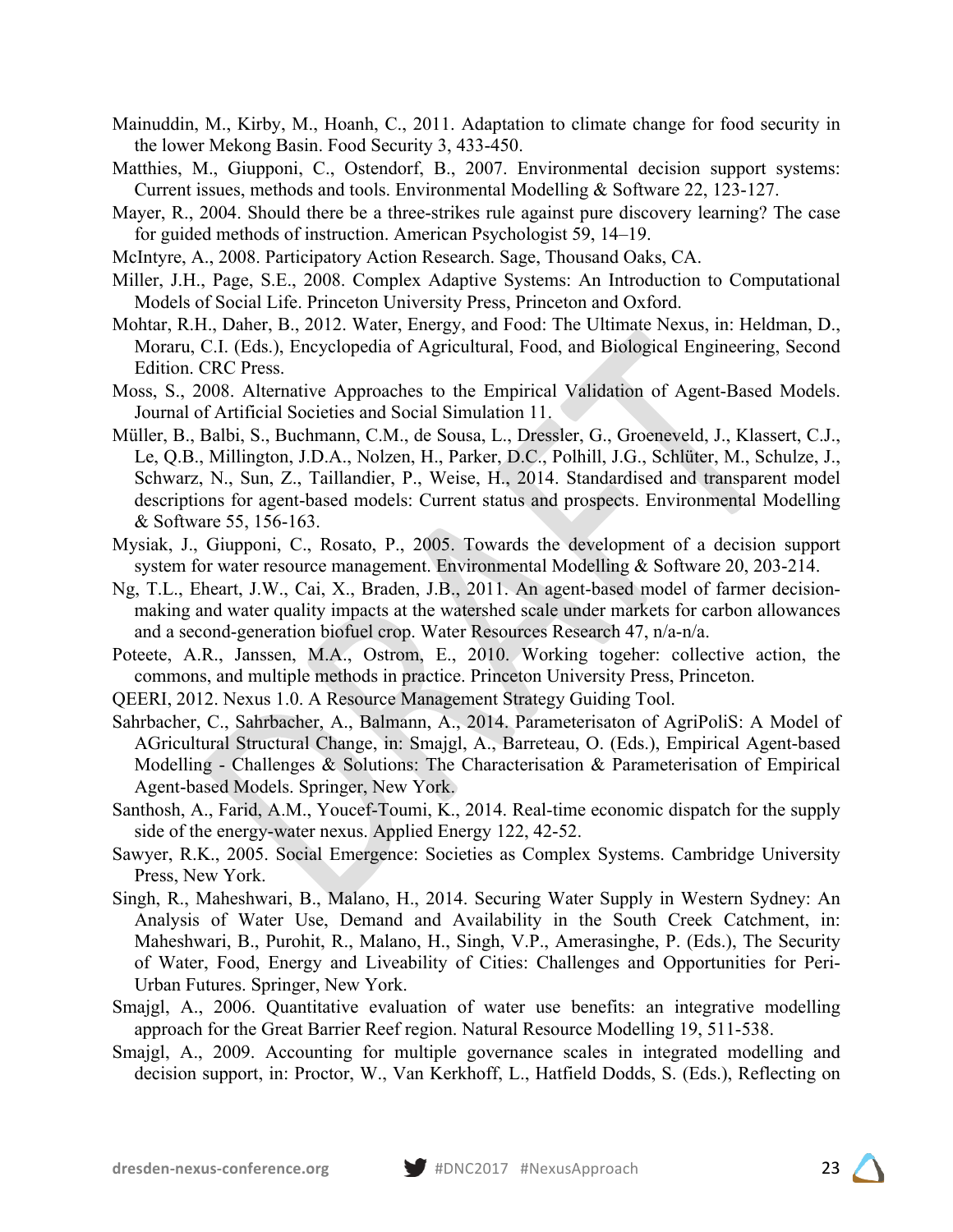Mainuddin, M., Kirby, M., Hoanh, C., 2011. Adaptation to climate change for food security in the lower Mekong Basin. Food Security 3, 433-450.

Matthies, M., Giupponi, C., Ostendorf, B., 2007. Environmental decision support systems: Current issues, methods and tools. Environmental Modelling & Software 22, 123-127.

Mayer, R., 2004. Should there be a three-strikes rule against pure discovery learning? The case for guided methods of instruction. American Psychologist 59, 14–19.

McIntyre, A., 2008. Participatory Action Research. Sage, Thousand Oaks, CA.

Miller, J.H., Page, S.E., 2008. Complex Adaptive Systems: An Introduction to Computational Models of Social Life. Princeton University Press, Princeton and Oxford.

Mohtar, R.H., Daher, B., 2012. Water, Energy, and Food: The Ultimate Nexus, in: Heldman, D., Moraru, C.I. (Eds.), Encyclopedia of Agricultural, Food, and Biological Engineering, Second Edition. CRC Press.

Moss, S., 2008. Alternative Approaches to the Empirical Validation of Agent-Based Models. Journal of Artificial Societies and Social Simulation 11.

Müller, B., Balbi, S., Buchmann, C.M., de Sousa, L., Dressler, G., Groeneveld, J., Klassert, C.J., Le, Q.B., Millington, J.D.A., Nolzen, H., Parker, D.C., Polhill, J.G., Schlüter, M., Schulze, J., Schwarz, N., Sun, Z., Taillandier, P., Weise, H., 2014. Standardised and transparent model descriptions for agent-based models: Current status and prospects. Environmental Modelling & Software 55, 156-163.

Mysiak, J., Giupponi, C., Rosato, P., 2005. Towards the development of a decision support system for water resource management. Environmental Modelling & Software 20, 203-214.

Ng, T.L., Eheart, J.W., Cai, X., Braden, J.B., 2011. An agent-based model of farmer decision-making and water quality impacts at the watershed scale under markets for carbon allowances and a second-generation biofuel crop. Water Resources Research 47, n/a-n/a.

Poteete, A.R., Janssen, M.A., Ostrom, E., 2010. Working togeher: collective action, the commons, and multiple methods in practice. Princeton University Press, Princeton.

QEERI, 2012. Nexus 1.0. A Resource Management Strategy Guiding Tool.

Sahrbacher, C., Sahrbacher, A., Balmann, A., 2014. Parameterisaton of AgriPoliS: A Model of AGricultural Structural Change, in: Smajgl, A., Barreteau, O. (Eds.), Empirical Agent-based Modelling - Challenges & Solutions: The Characterisation & Parameterisation of Empirical Agent-based Models. Springer, New York.

Santhosh, A., Farid, A.M., Youcef-Toumi, K., 2014. Real-time economic dispatch for the supply side of the energy-water nexus. Applied Energy 122, 42-52.

Sawyer, R.K., 2005. Social Emergence: Societies as Complex Systems. Cambridge University Press, New York.

Singh, R., Maheshwari, B., Malano, H., 2014. Securing Water Supply in Western Sydney: An Analysis of Water Use, Demand and Availability in the South Creek Catchment, in: Maheshwari, B., Purohit, R., Malano, H., Singh, V.P., Amerasinghe, P. (Eds.), The Security of Water, Food, Energy and Liveability of Cities: Challenges and Opportunities for Peri-Urban Futures. Springer, New York.

Smajgl, A., 2006. Quantitative evaluation of water use benefits: an integrative modelling approach for the Great Barrier Reef region. Natural Resource Modelling 19, 511-538.

Smajgl, A., 2009. Accounting for multiple governance scales in integrated modelling and decision support, in: Proctor, W., Van Kerkhoff, L., Hatfield Dodds, S. (Eds.), Reflecting on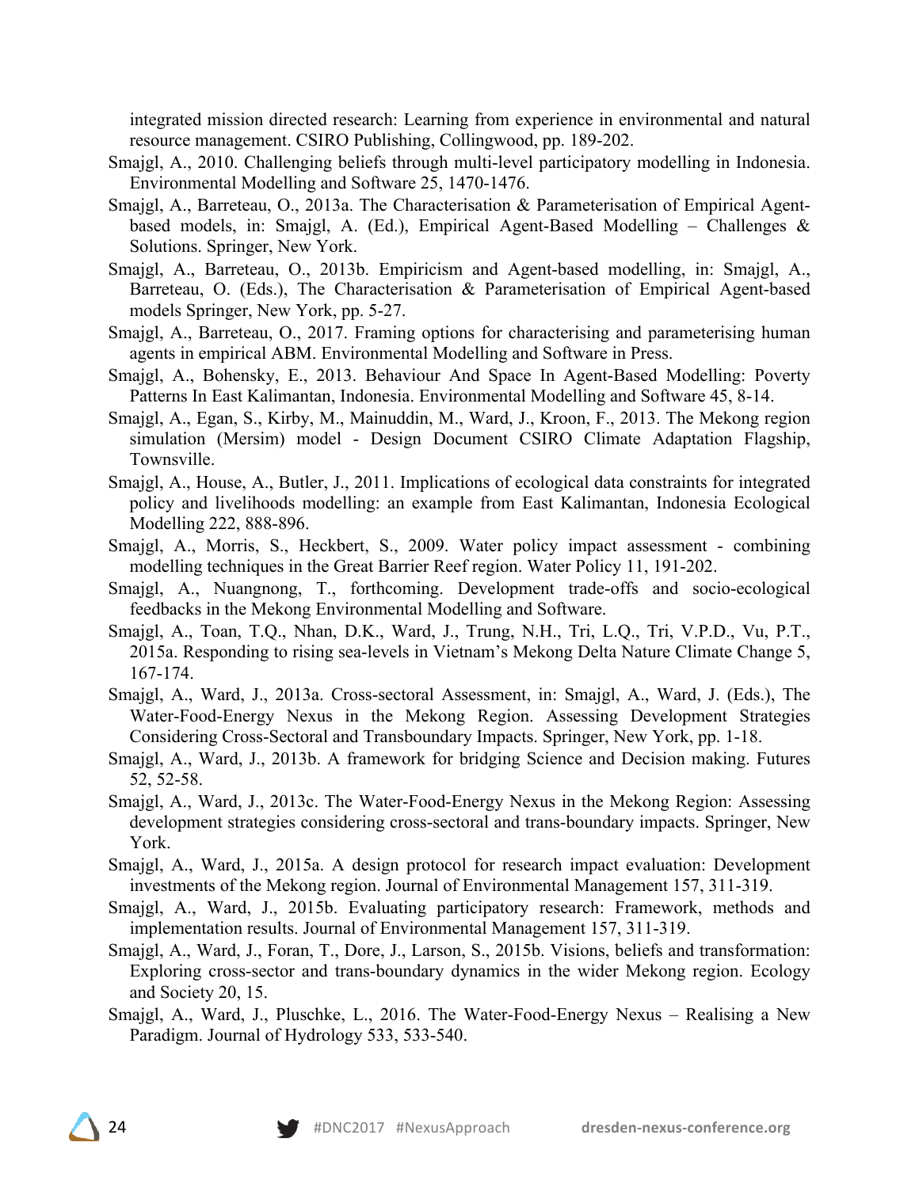integrated mission directed research: Learning from experience in environmental and natural resource management. CSIRO Publishing, Collingwood, pp. 189-202.

Smajgl, A., 2010. Challenging beliefs through multi-level participatory modelling in Indonesia. Environmental Modelling and Software 25, 1470-1476.

Smajgl, A., Barreteau, O., 2013a. The Characterisation & Parameterisation of Empirical Agent-based models, in: Smajgl, A. (Ed.), Empirical Agent-Based Modelling – Challenges & Solutions. Springer, New York.

Smajgl, A., Barreteau, O., 2013b. Empiricism and Agent-based modelling, in: Smajgl, A., Barreteau, O. (Eds.), The Characterisation & Parameterisation of Empirical Agent-based models Springer, New York, pp. 5-27.

Smajgl, A., Barreteau, O., 2017. Framing options for characterising and parameterising human agents in empirical ABM. Environmental Modelling and Software in Press.

Smajgl, A., Bohensky, E., 2013. Behaviour And Space In Agent-Based Modelling: Poverty Patterns In East Kalimantan, Indonesia. Environmental Modelling and Software 45, 8-14.

Smajgl, A., Egan, S., Kirby, M., Mainuddin, M., Ward, J., Kroon, F., 2013. The Mekong region simulation (Mersim) model - Design Document CSIRO Climate Adaptation Flagship, Townsville.

Smajgl, A., House, A., Butler, J., 2011. Implications of ecological data constraints for integrated policy and livelihoods modelling: an example from East Kalimantan, Indonesia Ecological Modelling 222, 888-896.

Smajgl, A., Morris, S., Heckbert, S., 2009. Water policy impact assessment - combining modelling techniques in the Great Barrier Reef region. Water Policy 11, 191-202.

Smajgl, A., Nuangnong, T., forthcoming. Development trade-offs and socio-ecological feedbacks in the Mekong Environmental Modelling and Software.

Smajgl, A., Toan, T.Q., Nhan, D.K., Ward, J., Trung, N.H., Tri, L.Q., Tri, V.P.D., Vu, P.T., 2015a. Responding to rising sea-levels in Vietnam's Mekong Delta Nature Climate Change 5, 167-174.

Smajgl, A., Ward, J., 2013a. Cross-sectoral Assessment, in: Smajgl, A., Ward, J. (Eds.), The Water-Food-Energy Nexus in the Mekong Region. Assessing Development Strategies Considering Cross-Sectoral and Transboundary Impacts. Springer, New York, pp. 1-18.

Smajgl, A., Ward, J., 2013b. A framework for bridging Science and Decision making. Futures 52, 52-58.

Smajgl, A., Ward, J., 2013c. The Water-Food-Energy Nexus in the Mekong Region: Assessing development strategies considering cross-sectoral and trans-boundary impacts. Springer, New York.

Smajgl, A., Ward, J., 2015a. A design protocol for research impact evaluation: Development investments of the Mekong region. Journal of Environmental Management 157, 311-319.

Smajgl, A., Ward, J., 2015b. Evaluating participatory research: Framework, methods and implementation results. Journal of Environmental Management 157, 311-319.

Smajgl, A., Ward, J., Foran, T., Dore, J., Larson, S., 2015b. Visions, beliefs and transformation: Exploring cross-sector and trans-boundary dynamics in the wider Mekong region. Ecology and Society 20, 15.

Smajgl, A., Ward, J., Pluschke, L., 2016. The Water-Food-Energy Nexus – Realising a New Paradigm. Journal of Hydrology 533, 533-540.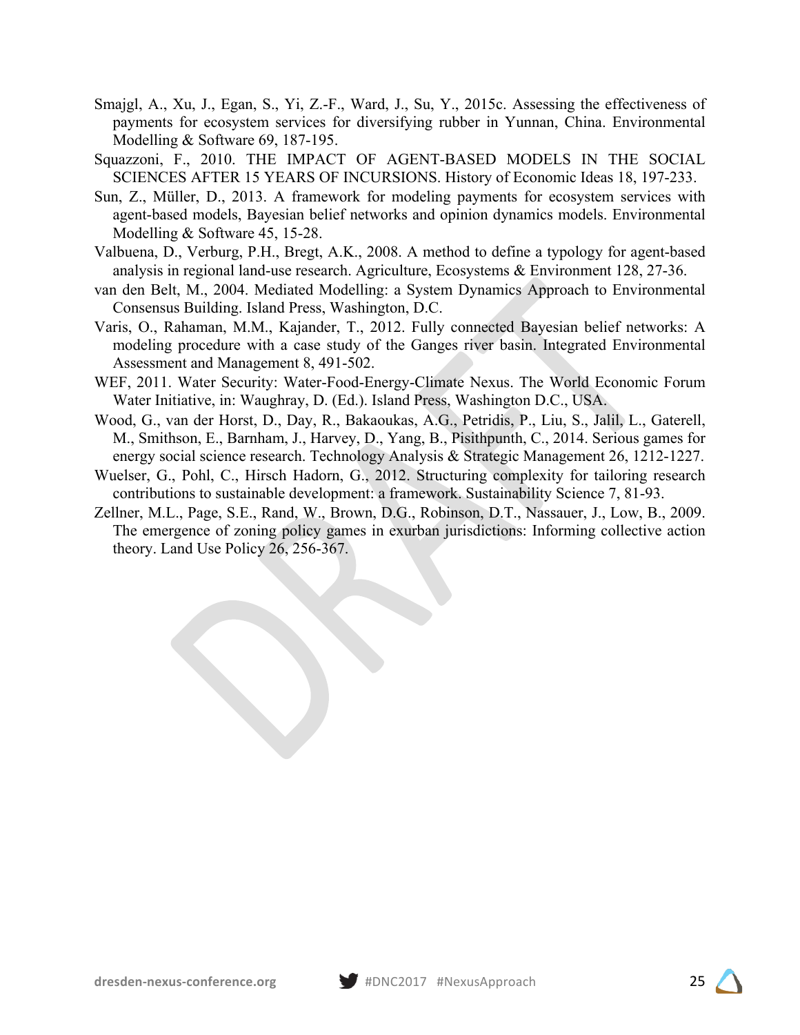Smajgl, A., Xu, J., Egan, S., Yi, Z.-F., Ward, J., Su, Y., 2015c. Assessing the effectiveness of payments for ecosystem services for diversifying rubber in Yunnan, China. Environmental Modelling & Software 69, 187-195.

Squazzoni, F., 2010. THE IMPACT OF AGENT-BASED MODELS IN THE SOCIAL SCIENCES AFTER 15 YEARS OF INCURSIONS. History of Economic Ideas 18, 197-233.

Sun, Z., Müller, D., 2013. A framework for modeling payments for ecosystem services with agent-based models, Bayesian belief networks and opinion dynamics models. Environmental Modelling & Software 45, 15-28.

Valbuena, D., Verburg, P.H., Bregt, A.K., 2008. A method to define a typology for agent-based analysis in regional land-use research. Agriculture, Ecosystems & Environment 128, 27-36.

van den Belt, M., 2004. Mediated Modelling: a System Dynamics Approach to Environmental Consensus Building. Island Press, Washington, D.C.

Varis, O., Rahaman, M.M., Kajander, T., 2012. Fully connected Bayesian belief networks: A modeling procedure with a case study of the Ganges river basin. Integrated Environmental Assessment and Management 8, 491-502.

WEF, 2011. Water Security: Water-Food-Energy-Climate Nexus. The World Economic Forum Water Initiative, in: Waughray, D. (Ed.). Island Press, Washington D.C., USA.

Wood, G., van der Horst, D., Day, R., Bakaoukas, A.G., Petridis, P., Liu, S., Jalil, L., Gaterell, M., Smithson, E., Barnham, J., Harvey, D., Yang, B., Pisithpunth, C., 2014. Serious games for energy social science research. Technology Analysis & Strategic Management 26, 1212-1227.

Wuelser, G., Pohl, C., Hirsch Hadorn, G., 2012. Structuring complexity for tailoring research contributions to sustainable development: a framework. Sustainability Science 7, 81-93.

Zellner, M.L., Page, S.E., Rand, W., Brown, D.G., Robinson, D.T., Nassauer, J., Low, B., 2009. The emergence of zoning policy games in exurban jurisdictions: Informing collective action theory. Land Use Policy 26, 256-367.